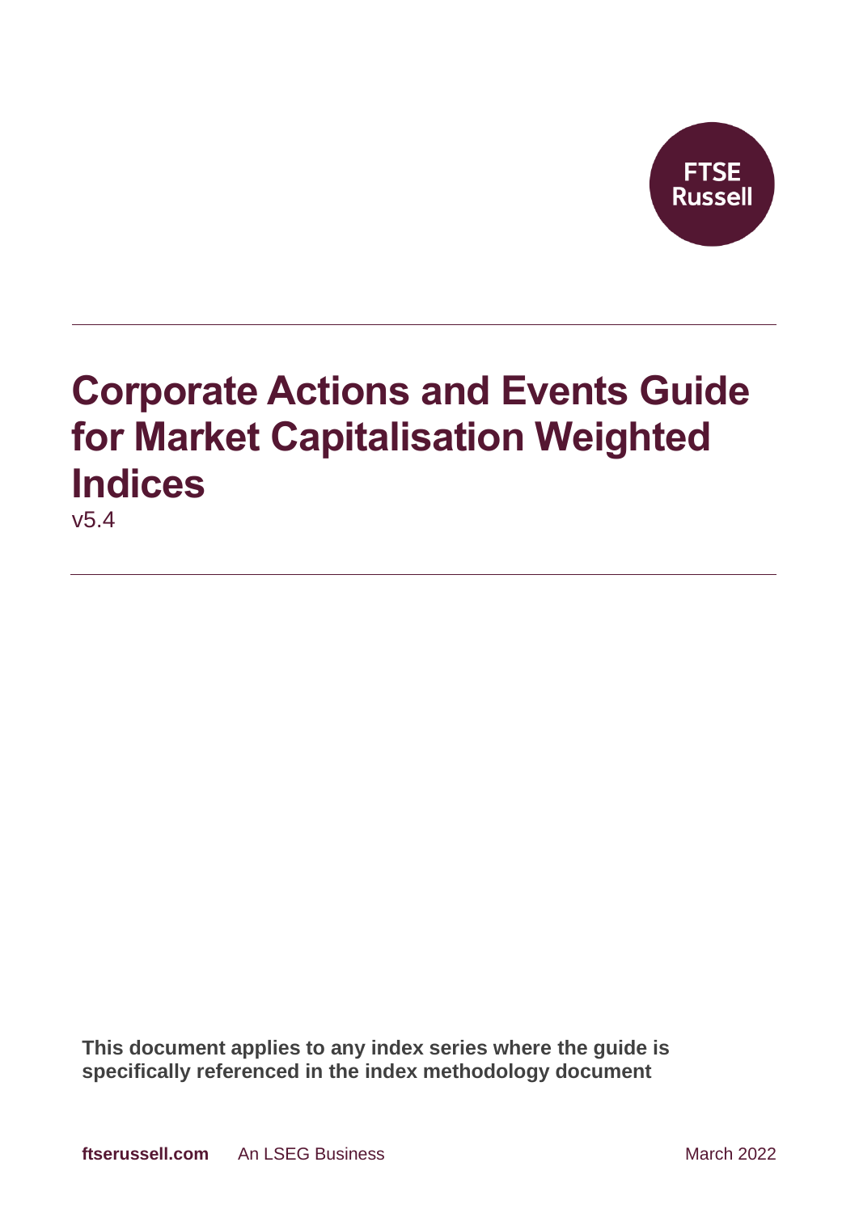FTSE Russell

# Corporate Actions and Events Guide for Market Capitalisation Weighted Indices

v5.4

**This document applies to any index series where the guide is specifically referenced in the index methodology document**

**ftserussell.com** An LSEG Business March 2022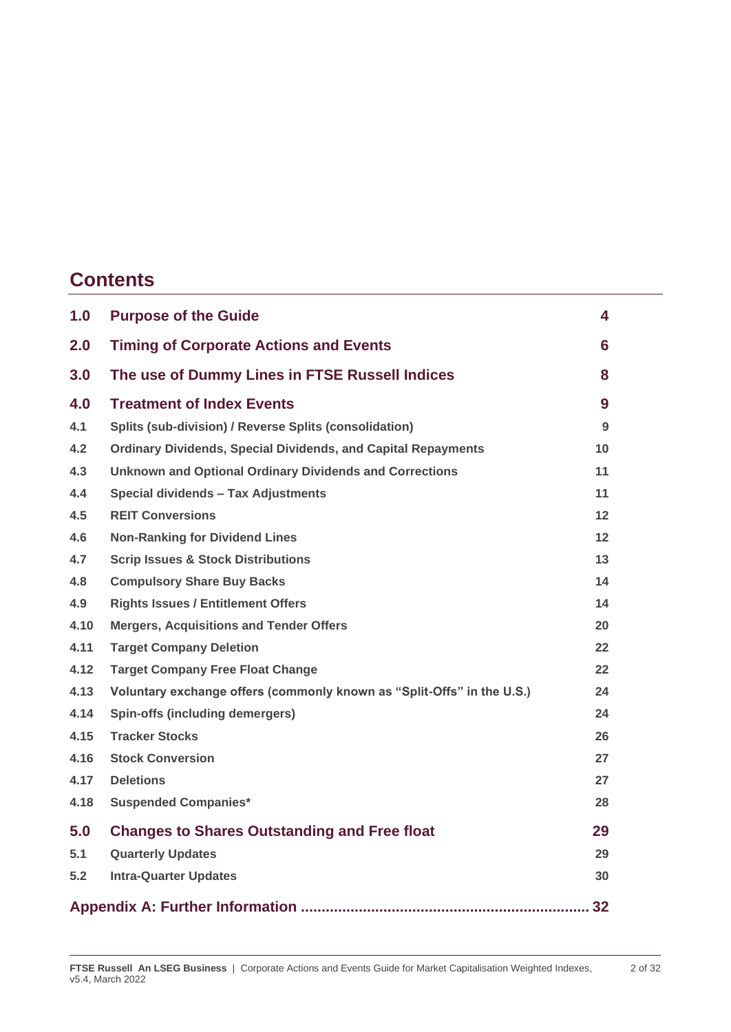## Contents

| | | |
|---|---|---|
| **1.0** | **Purpose of the Guide** | **4** |
| **2.0** | **Timing of Corporate Actions and Events** | **6** |
| **3.0** | **The use of Dummy Lines in FTSE Russell Indices** | **8** |
| **4.0** | **Treatment of Index Events** | **9** |
| 4.1 | Splits (sub-division) / Reverse Splits (consolidation) | 9 |
| 4.2 | Ordinary Dividends, Special Dividends, and Capital Repayments | 10 |
| 4.3 | Unknown and Optional Ordinary Dividends and Corrections | 11 |
| 4.4 | Special dividends – Tax Adjustments | 11 |
| 4.5 | REIT Conversions | 12 |
| 4.6 | Non-Ranking for Dividend Lines | 12 |
| 4.7 | Scrip Issues & Stock Distributions | 13 |
| 4.8 | Compulsory Share Buy Backs | 14 |
| 4.9 | Rights Issues / Entitlement Offers | 14 |
| 4.10 | Mergers, Acquisitions and Tender Offers | 20 |
| 4.11 | Target Company Deletion | 22 |
| 4.12 | Target Company Free Float Change | 22 |
| 4.13 | Voluntary exchange offers (commonly known as "Split-Offs" in the U.S.) | 24 |
| 4.14 | Spin-offs (including demergers) | 24 |
| 4.15 | Tracker Stocks | 26 |
| 4.16 | Stock Conversion | 27 |
| 4.17 | Deletions | 27 |
| 4.18 | Suspended Companies* | 28 |
| **5.0** | **Changes to Shares Outstanding and Free float** | **29** |
| 5.1 | Quarterly Updates | 29 |
| 5.2 | Intra-Quarter Updates | 30 |
| **Appendix A: Further Information** | | **32** |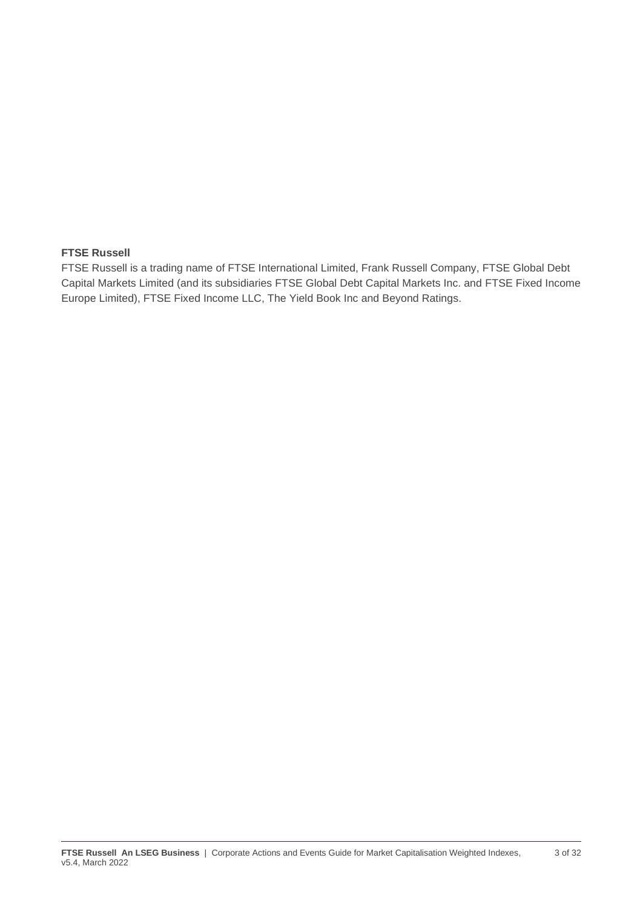**FTSE Russell**

FTSE Russell is a trading name of FTSE International Limited, Frank Russell Company, FTSE Global Debt Capital Markets Limited (and its subsidiaries FTSE Global Debt Capital Markets Inc. and FTSE Fixed Income Europe Limited), FTSE Fixed Income LLC, The Yield Book Inc and Beyond Ratings.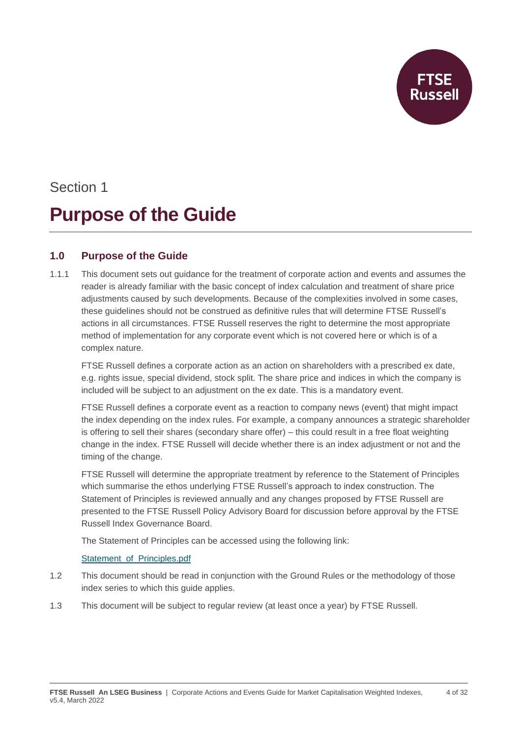Section 1

# Purpose of the Guide

## 1.0 Purpose of the Guide

1.1.1 This document sets out guidance for the treatment of corporate action and events and assumes the reader is already familiar with the basic concept of index calculation and treatment of share price adjustments caused by such developments. Because of the complexities involved in some cases, these guidelines should not be construed as definitive rules that will determine FTSE Russell's actions in all circumstances. FTSE Russell reserves the right to determine the most appropriate method of implementation for any corporate event which is not covered here or which is of a complex nature.

FTSE Russell defines a corporate action as an action on shareholders with a prescribed ex date, e.g. rights issue, special dividend, stock split. The share price and indices in which the company is included will be subject to an adjustment on the ex date. This is a mandatory event.

FTSE Russell defines a corporate event as a reaction to company news (event) that might impact the index depending on the index rules. For example, a company announces a strategic shareholder is offering to sell their shares (secondary share offer) – this could result in a free float weighting change in the index. FTSE Russell will decide whether there is an index adjustment or not and the timing of the change.

FTSE Russell will determine the appropriate treatment by reference to the Statement of Principles which summarise the ethos underlying FTSE Russell's approach to index construction. The Statement of Principles is reviewed annually and any changes proposed by FTSE Russell are presented to the FTSE Russell Policy Advisory Board for discussion before approval by the FTSE Russell Index Governance Board.

The Statement of Principles can be accessed using the following link:

Statement_of_Principles.pdf

1.2 This document should be read in conjunction with the Ground Rules or the methodology of those index series to which this guide applies.

1.3 This document will be subject to regular review (at least once a year) by FTSE Russell.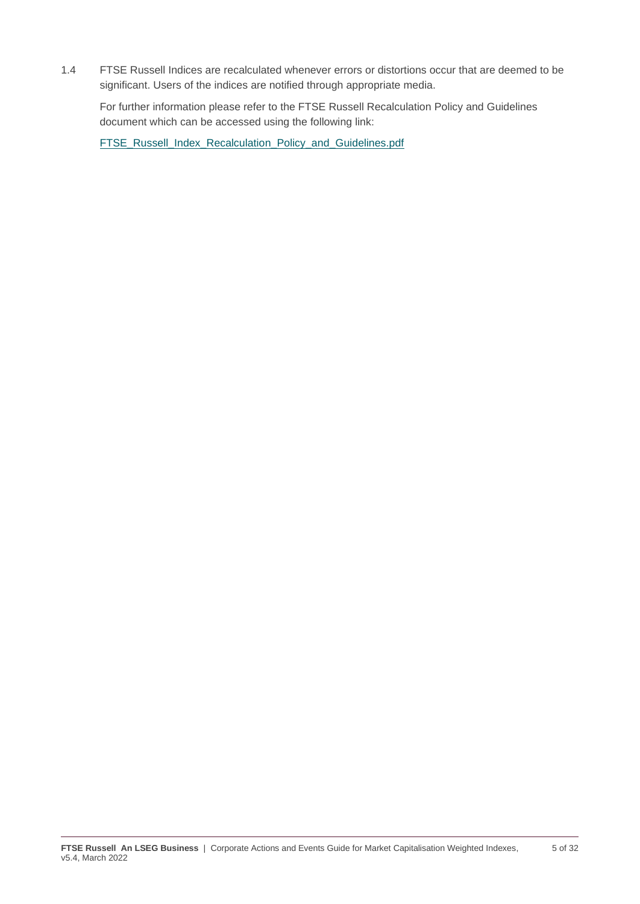1.4 FTSE Russell Indices are recalculated whenever errors or distortions occur that are deemed to be significant. Users of the indices are notified through appropriate media.

For further information please refer to the FTSE Russell Recalculation Policy and Guidelines document which can be accessed using the following link:

[FTSE_Russell_Index_Recalculation_Policy_and_Guidelines.pdf]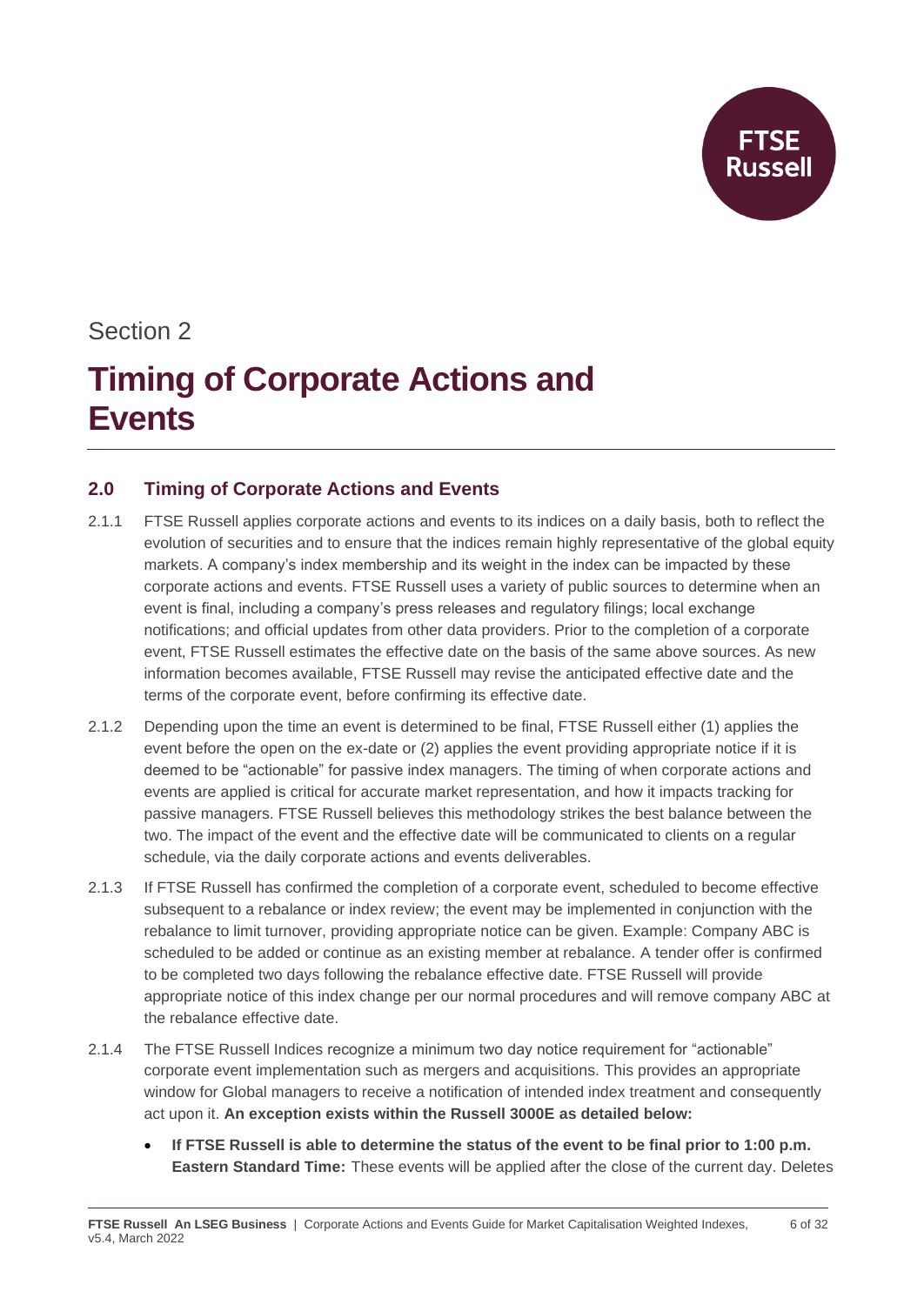Section 2

# Timing of Corporate Actions and Events

## 2.0 Timing of Corporate Actions and Events

2.1.1 FTSE Russell applies corporate actions and events to its indices on a daily basis, both to reflect the evolution of securities and to ensure that the indices remain highly representative of the global equity markets. A company's index membership and its weight in the index can be impacted by these corporate actions and events. FTSE Russell uses a variety of public sources to determine when an event is final, including a company's press releases and regulatory filings; local exchange notifications; and official updates from other data providers. Prior to the completion of a corporate event, FTSE Russell estimates the effective date on the basis of the same above sources. As new information becomes available, FTSE Russell may revise the anticipated effective date and the terms of the corporate event, before confirming its effective date.

2.1.2 Depending upon the time an event is determined to be final, FTSE Russell either (1) applies the event before the open on the ex-date or (2) applies the event providing appropriate notice if it is deemed to be "actionable" for passive index managers. The timing of when corporate actions and events are applied is critical for accurate market representation, and how it impacts tracking for passive managers. FTSE Russell believes this methodology strikes the best balance between the two. The impact of the event and the effective date will be communicated to clients on a regular schedule, via the daily corporate actions and events deliverables.

2.1.3 If FTSE Russell has confirmed the completion of a corporate event, scheduled to become effective subsequent to a rebalance or index review; the event may be implemented in conjunction with the rebalance to limit turnover, providing appropriate notice can be given. Example: Company ABC is scheduled to be added or continue as an existing member at rebalance. A tender offer is confirmed to be completed two days following the rebalance effective date. FTSE Russell will provide appropriate notice of this index change per our normal procedures and will remove company ABC at the rebalance effective date.

2.1.4 The FTSE Russell Indices recognize a minimum two day notice requirement for "actionable" corporate event implementation such as mergers and acquisitions. This provides an appropriate window for Global managers to receive a notification of intended index treatment and consequently act upon it. **An exception exists within the Russell 3000E as detailed below:**

- **If FTSE Russell is able to determine the status of the event to be final prior to 1:00 p.m. Eastern Standard Time:** These events will be applied after the close of the current day. Deletes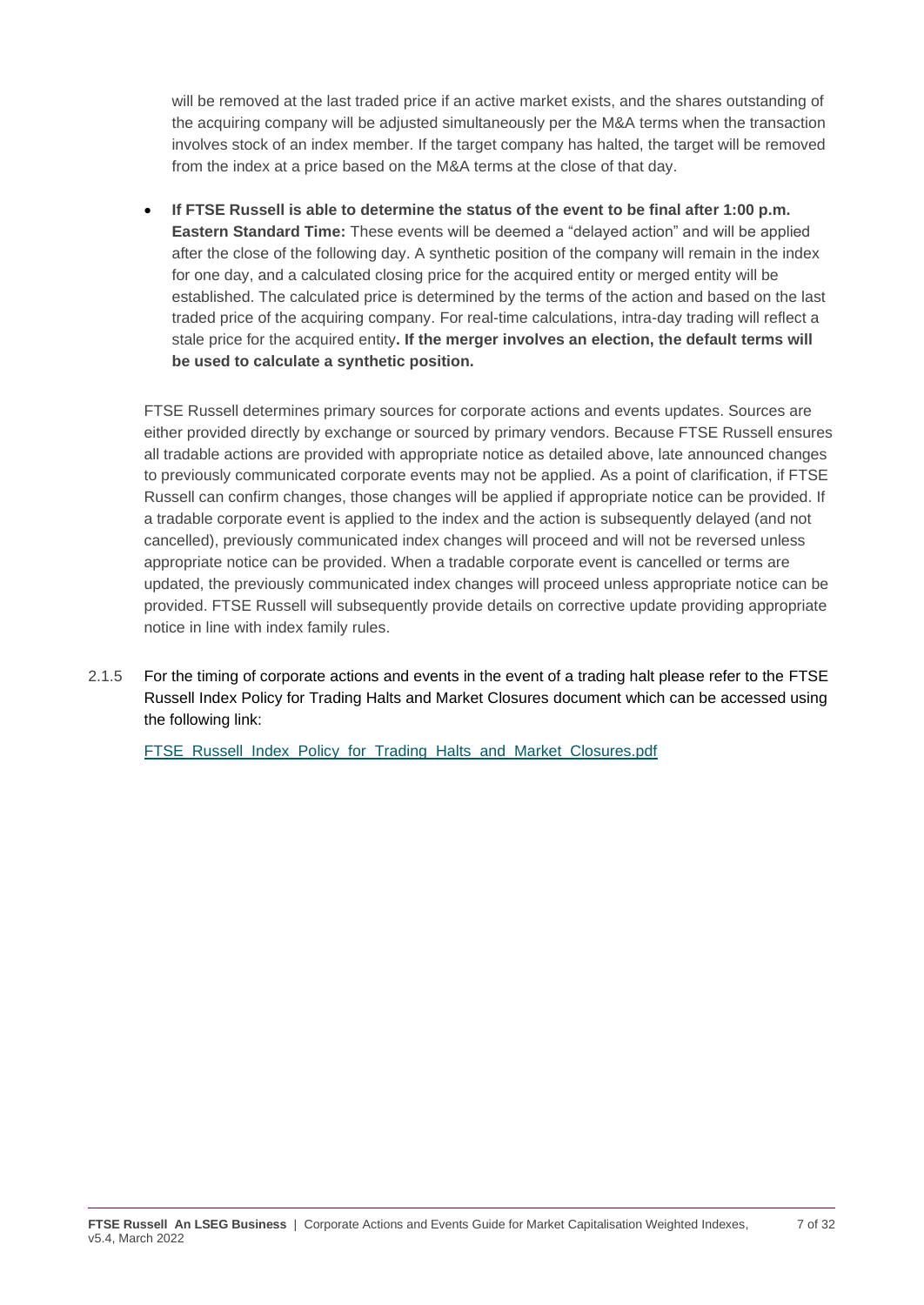will be removed at the last traded price if an active market exists, and the shares outstanding of the acquiring company will be adjusted simultaneously per the M&A terms when the transaction involves stock of an index member. If the target company has halted, the target will be removed from the index at a price based on the M&A terms at the close of that day.

- **If FTSE Russell is able to determine the status of the event to be final after 1:00 p.m. Eastern Standard Time:** These events will be deemed a "delayed action" and will be applied after the close of the following day. A synthetic position of the company will remain in the index for one day, and a calculated closing price for the acquired entity or merged entity will be established. The calculated price is determined by the terms of the action and based on the last traded price of the acquiring company. For real-time calculations, intra-day trading will reflect a stale price for the acquired entity**. If the merger involves an election, the default terms will be used to calculate a synthetic position.**

FTSE Russell determines primary sources for corporate actions and events updates. Sources are either provided directly by exchange or sourced by primary vendors. Because FTSE Russell ensures all tradable actions are provided with appropriate notice as detailed above, late announced changes to previously communicated corporate events may not be applied. As a point of clarification, if FTSE Russell can confirm changes, those changes will be applied if appropriate notice can be provided. If a tradable corporate event is applied to the index and the action is subsequently delayed (and not cancelled), previously communicated index changes will proceed and will not be reversed unless appropriate notice can be provided. When a tradable corporate event is cancelled or terms are updated, the previously communicated index changes will proceed unless appropriate notice can be provided. FTSE Russell will subsequently provide details on corrective update providing appropriate notice in line with index family rules.

2.1.5 For the timing of corporate actions and events in the event of a trading halt please refer to the FTSE Russell Index Policy for Trading Halts and Market Closures document which can be accessed using the following link:

FTSE_Russell_Index_Policy_for_Trading_Halts_and_Market_Closures.pdf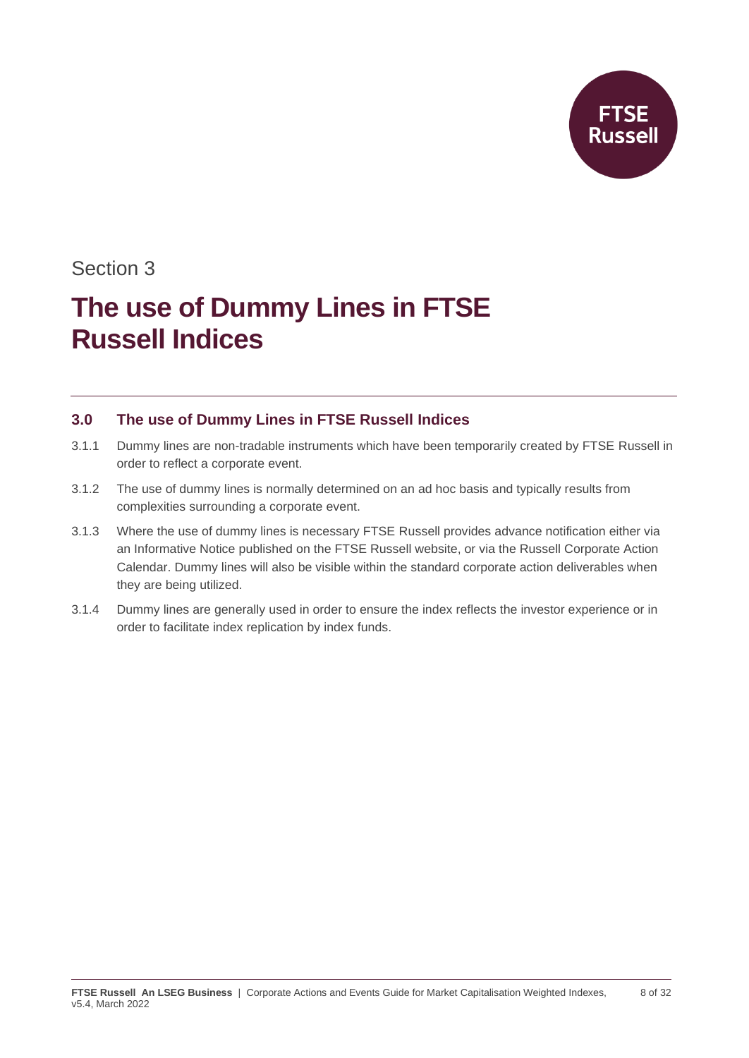Section 3

# The use of Dummy Lines in FTSE Russell Indices

## 3.0 The use of Dummy Lines in FTSE Russell Indices

3.1.1 Dummy lines are non-tradable instruments which have been temporarily created by FTSE Russell in order to reflect a corporate event.

3.1.2 The use of dummy lines is normally determined on an ad hoc basis and typically results from complexities surrounding a corporate event.

3.1.3 Where the use of dummy lines is necessary FTSE Russell provides advance notification either via an Informative Notice published on the FTSE Russell website, or via the Russell Corporate Action Calendar. Dummy lines will also be visible within the standard corporate action deliverables when they are being utilized.

3.1.4 Dummy lines are generally used in order to ensure the index reflects the investor experience or in order to facilitate index replication by index funds.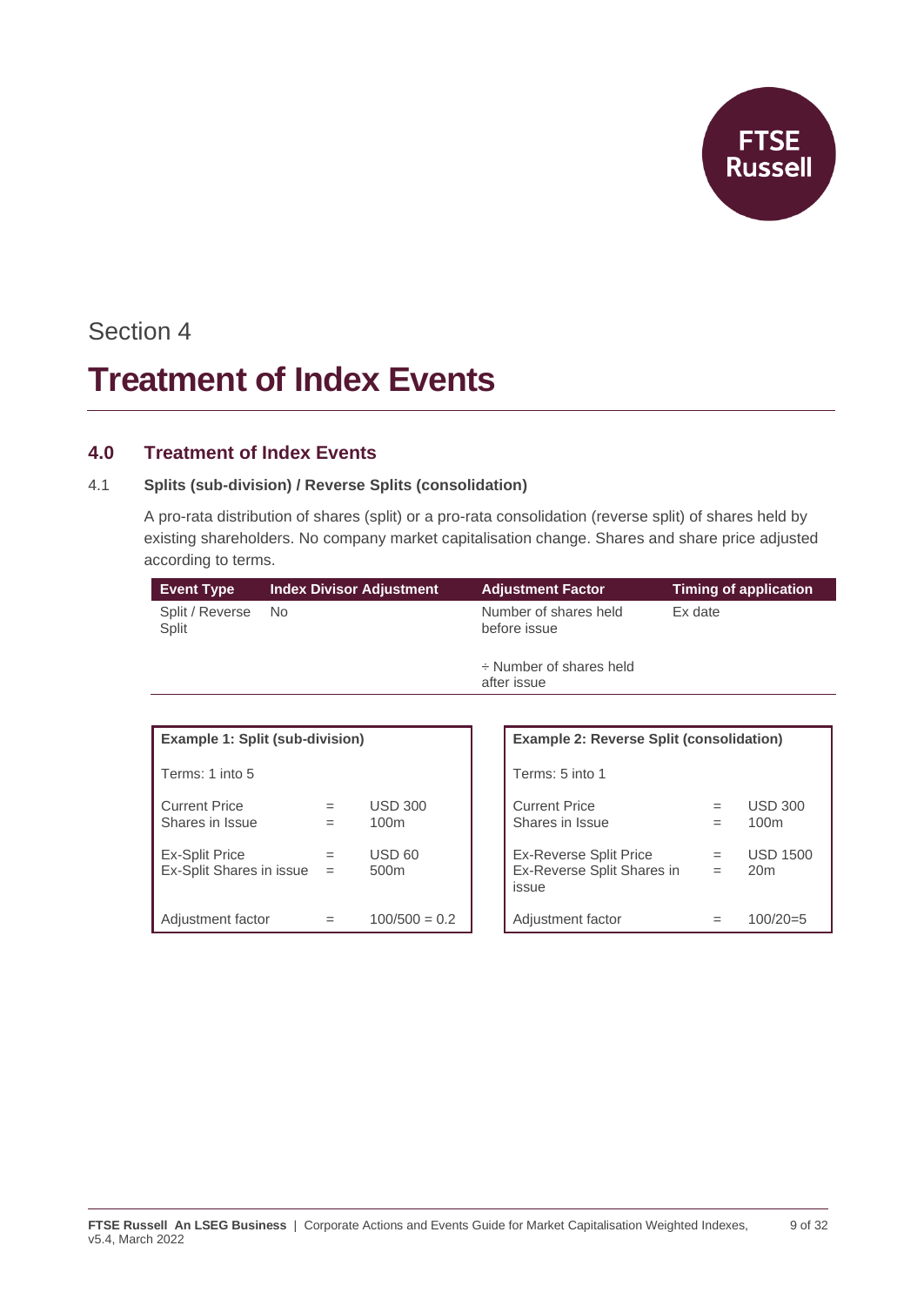Section 4

# Treatment of Index Events

## 4.0 Treatment of Index Events

### 4.1 Splits (sub-division) / Reverse Splits (consolidation)

A pro-rata distribution of shares (split) or a pro-rata consolidation (reverse split) of shares held by existing shareholders. No company market capitalisation change. Shares and share price adjusted according to terms.

| Event Type | Index Divisor Adjustment | Adjustment Factor | Timing of application |
|---|---|---|---|
| Split / Reverse Split | No | Number of shares held before issue<br><br>÷ Number of shares held after issue | Ex date |

| Example 1: Split (sub-division) | | |
|---|---|---|
| Terms: 1 into 5 | | |
| Current Price<br>Shares in Issue | =<br>= | USD 300<br>100m |
| Ex-Split Price<br>Ex-Split Shares in issue | =<br>= | USD 60<br>500m |
| Adjustment factor | = | 100/500 = 0.2 |

| Example 2: Reverse Split (consolidation) | | |
|---|---|---|
| Terms: 5 into 1 | | |
| Current Price<br>Shares in Issue | =<br>= | USD 300<br>100m |
| Ex-Reverse Split Price<br>Ex-Reverse Split Shares in issue | =<br>= | USD 1500<br>20m |
| Adjustment factor | = | 100/20=5 |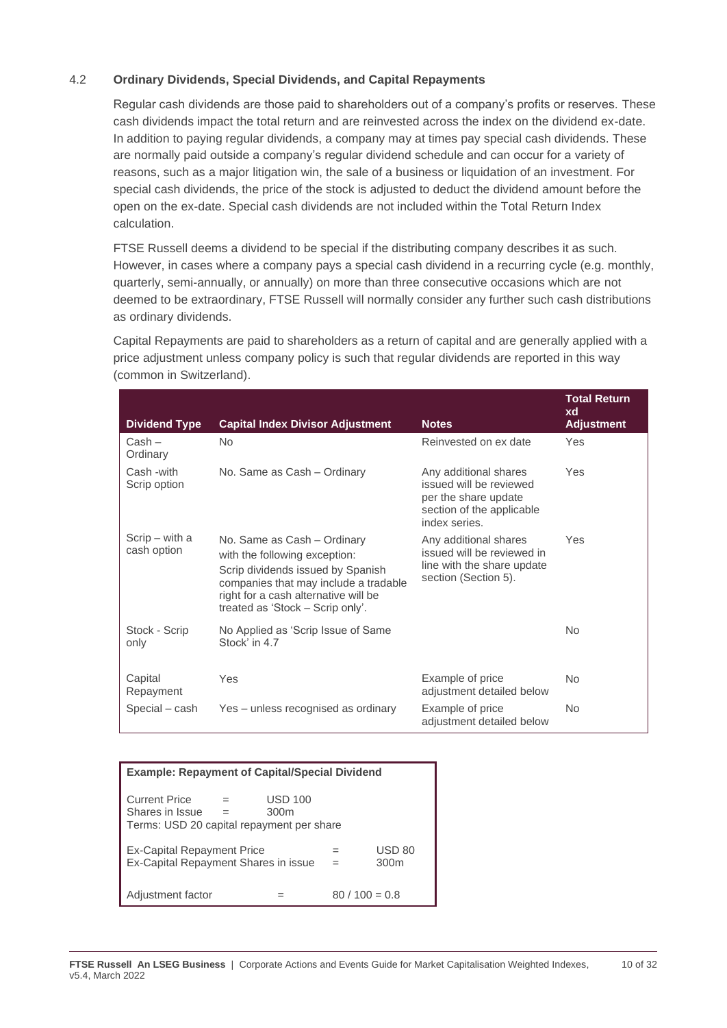### 4.2 Ordinary Dividends, Special Dividends, and Capital Repayments

Regular cash dividends are those paid to shareholders out of a company's profits or reserves. These cash dividends impact the total return and are reinvested across the index on the dividend ex-date. In addition to paying regular dividends, a company may at times pay special cash dividends. These are normally paid outside a company's regular dividend schedule and can occur for a variety of reasons, such as a major litigation win, the sale of a business or liquidation of an investment. For special cash dividends, the price of the stock is adjusted to deduct the dividend amount before the open on the ex-date. Special cash dividends are not included within the Total Return Index calculation.

FTSE Russell deems a dividend to be special if the distributing company describes it as such. However, in cases where a company pays a special cash dividend in a recurring cycle (e.g. monthly, quarterly, semi-annually, or annually) on more than three consecutive occasions which are not deemed to be extraordinary, FTSE Russell will normally consider any further such cash distributions as ordinary dividends.

Capital Repayments are paid to shareholders as a return of capital and are generally applied with a price adjustment unless company policy is such that regular dividends are reported in this way (common in Switzerland).

| Dividend Type | Capital Index Divisor Adjustment | Notes | Total Return xd Adjustment |
|---|---|---|---|
| Cash – Ordinary | No | Reinvested on ex date | Yes |
| Cash -with Scrip option | No. Same as Cash – Ordinary | Any additional shares issued will be reviewed per the share update section of the applicable index series. | Yes |
| Scrip – with a cash option | No. Same as Cash – Ordinary with the following exception: Scrip dividends issued by Spanish companies that may include a tradable right for a cash alternative will be treated as 'Stock – Scrip only'. | Any additional shares issued will be reviewed in line with the share update section (Section 5). | Yes |
| Stock - Scrip only | No Applied as 'Scrip Issue of Same Stock' in 4.7 | | No |
| Capital Repayment | Yes | Example of price adjustment detailed below | No |
| Special – cash | Yes – unless recognised as ordinary | Example of price adjustment detailed below | No |

**Example: Repayment of Capital/Special Dividend**

Current Price = USD 100
Shares in Issue = 300m
Terms: USD 20 capital repayment per share

Ex-Capital Repayment Price = USD 80
Ex-Capital Repayment Shares in issue = 300m

Adjustment factor = 80 / 100 = 0.8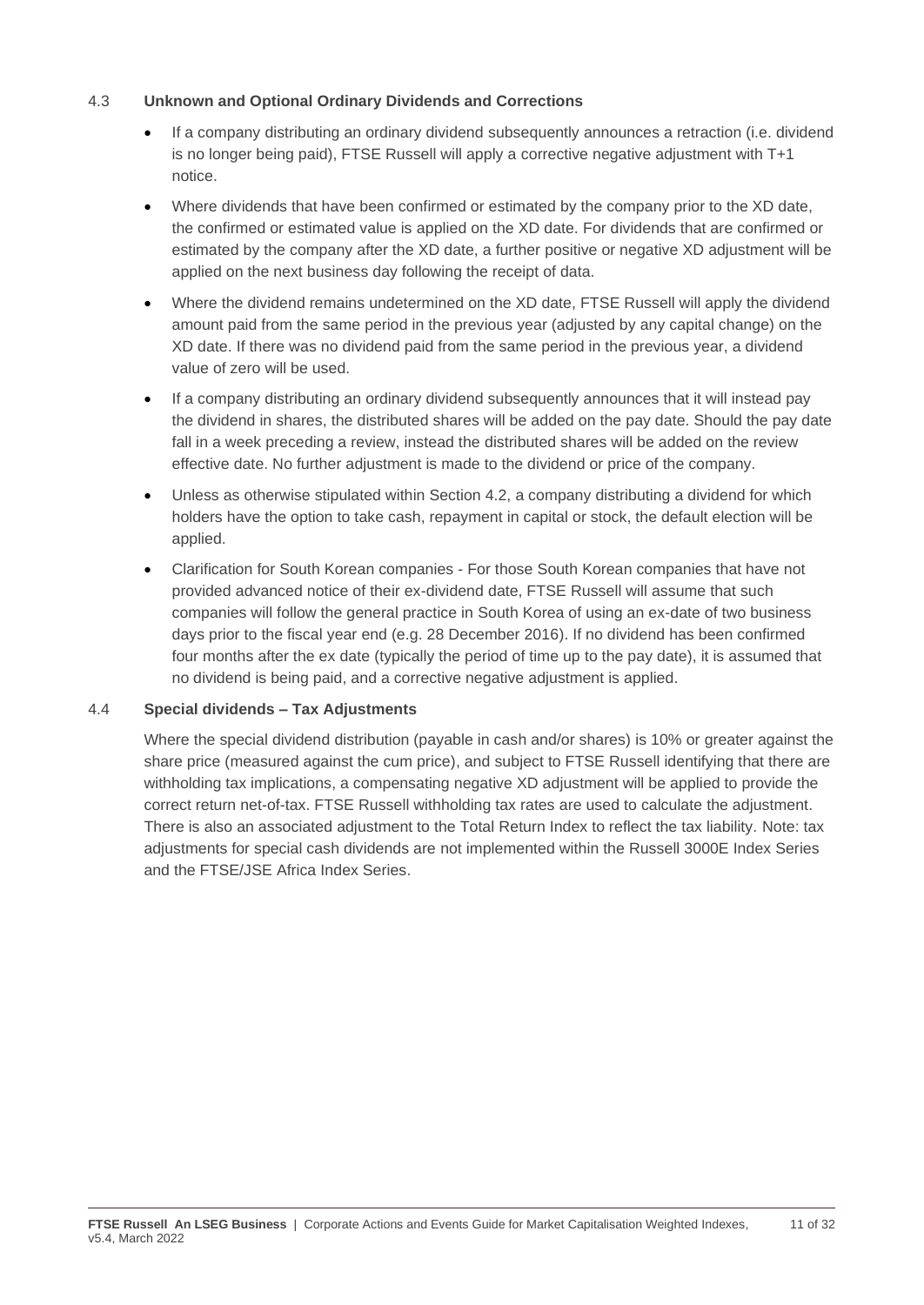### 4.3 Unknown and Optional Ordinary Dividends and Corrections

- If a company distributing an ordinary dividend subsequently announces a retraction (i.e. dividend is no longer being paid), FTSE Russell will apply a corrective negative adjustment with T+1 notice.
- Where dividends that have been confirmed or estimated by the company prior to the XD date, the confirmed or estimated value is applied on the XD date. For dividends that are confirmed or estimated by the company after the XD date, a further positive or negative XD adjustment will be applied on the next business day following the receipt of data.
- Where the dividend remains undetermined on the XD date, FTSE Russell will apply the dividend amount paid from the same period in the previous year (adjusted by any capital change) on the XD date. If there was no dividend paid from the same period in the previous year, a dividend value of zero will be used.
- If a company distributing an ordinary dividend subsequently announces that it will instead pay the dividend in shares, the distributed shares will be added on the pay date. Should the pay date fall in a week preceding a review, instead the distributed shares will be added on the review effective date. No further adjustment is made to the dividend or price of the company.
- Unless as otherwise stipulated within Section 4.2, a company distributing a dividend for which holders have the option to take cash, repayment in capital or stock, the default election will be applied.
- Clarification for South Korean companies - For those South Korean companies that have not provided advanced notice of their ex-dividend date, FTSE Russell will assume that such companies will follow the general practice in South Korea of using an ex-date of two business days prior to the fiscal year end (e.g. 28 December 2016). If no dividend has been confirmed four months after the ex date (typically the period of time up to the pay date), it is assumed that no dividend is being paid, and a corrective negative adjustment is applied.

### 4.4 Special dividends – Tax Adjustments

Where the special dividend distribution (payable in cash and/or shares) is 10% or greater against the share price (measured against the cum price), and subject to FTSE Russell identifying that there are withholding tax implications, a compensating negative XD adjustment will be applied to provide the correct return net-of-tax. FTSE Russell withholding tax rates are used to calculate the adjustment. There is also an associated adjustment to the Total Return Index to reflect the tax liability. Note: tax adjustments for special cash dividends are not implemented within the Russell 3000E Index Series and the FTSE/JSE Africa Index Series.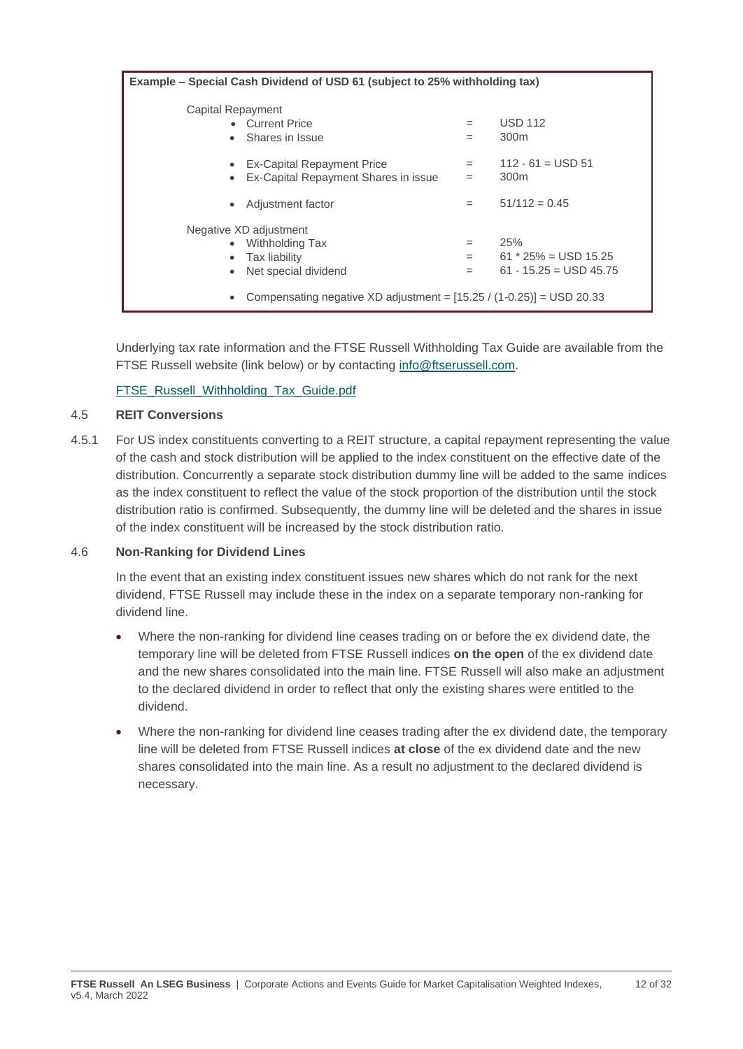**Example – Special Cash Dividend of USD 61 (subject to 25% withholding tax)**

Capital Repayment

- Current Price = USD 112
- Shares in Issue = 300m
- Ex-Capital Repayment Price = 112 - 61 = USD 51
- Ex-Capital Repayment Shares in issue = 300m
- Adjustment factor = 51/112 = 0.45

Negative XD adjustment

- Withholding Tax = 25%
- Tax liability = 61 * 25% = USD 15.25
- Net special dividend = 61 - 15.25 = USD 45.75
- Compensating negative XD adjustment = [15.25 / (1-0.25)] = USD 20.33

Underlying tax rate information and the FTSE Russell Withholding Tax Guide are available from the FTSE Russell website (link below) or by contacting info@ftserussell.com.

FTSE_Russell_Withholding_Tax_Guide.pdf

### 4.5 REIT Conversions

4.5.1 For US index constituents converting to a REIT structure, a capital repayment representing the value of the cash and stock distribution will be applied to the index constituent on the effective date of the distribution. Concurrently a separate stock distribution dummy line will be added to the same indices as the index constituent to reflect the value of the stock proportion of the distribution until the stock distribution ratio is confirmed. Subsequently, the dummy line will be deleted and the shares in issue of the index constituent will be increased by the stock distribution ratio.

### 4.6 Non-Ranking for Dividend Lines

In the event that an existing index constituent issues new shares which do not rank for the next dividend, FTSE Russell may include these in the index on a separate temporary non-ranking for dividend line.

- Where the non-ranking for dividend line ceases trading on or before the ex dividend date, the temporary line will be deleted from FTSE Russell indices **on the open** of the ex dividend date and the new shares consolidated into the main line. FTSE Russell will also make an adjustment to the declared dividend in order to reflect that only the existing shares were entitled to the dividend.
- Where the non-ranking for dividend line ceases trading after the ex dividend date, the temporary line will be deleted from FTSE Russell indices **at close** of the ex dividend date and the new shares consolidated into the main line. As a result no adjustment to the declared dividend is necessary.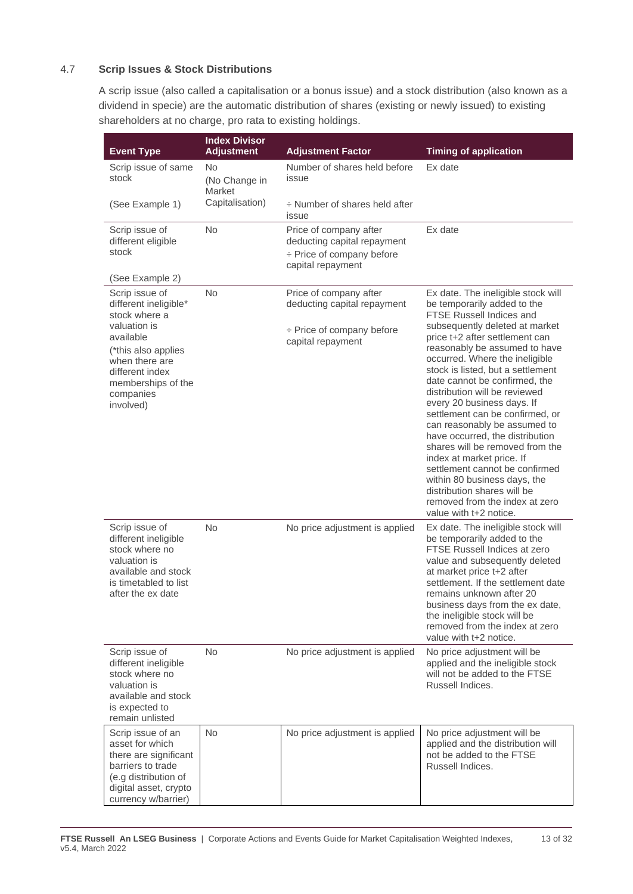### 4.7 Scrip Issues & Stock Distributions

A scrip issue (also called a capitalisation or a bonus issue) and a stock distribution (also known as a dividend in specie) are the automatic distribution of shares (existing or newly issued) to existing shareholders at no charge, pro rata to existing holdings.

| Event Type | Index Divisor Adjustment | Adjustment Factor | Timing of application |
|---|---|---|---|
| Scrip issue of same stock<br><br>(See Example 1) | No<br>(No Change in Market Capitalisation) | Number of shares held before issue<br><br>÷ Number of shares held after issue | Ex date |
| Scrip issue of different eligible stock<br><br>(See Example 2) | No | Price of company after deducting capital repayment<br>÷ Price of company before capital repayment | Ex date |
| Scrip issue of different ineligible* stock where a valuation is available<br>(*this also applies when there are different index memberships of the companies involved) | No | Price of company after deducting capital repayment<br><br>÷ Price of company before capital repayment | Ex date. The ineligible stock will be temporarily added to the FTSE Russell Indices and subsequently deleted at market price t+2 after settlement can reasonably be assumed to have occurred. Where the ineligible stock is listed, but a settlement date cannot be confirmed, the distribution will be reviewed every 20 business days. If settlement can be confirmed, or can reasonably be assumed to have occurred, the distribution shares will be removed from the index at market price. If settlement cannot be confirmed within 80 business days, the distribution shares will be removed from the index at zero value with t+2 notice. |
| Scrip issue of different ineligible stock where no valuation is available and stock is timetabled to list after the ex date | No | No price adjustment is applied | Ex date. The ineligible stock will be temporarily added to the FTSE Russell Indices at zero value and subsequently deleted at market price t+2 after settlement. If the settlement date remains unknown after 20 business days from the ex date, the ineligible stock will be removed from the index at zero value with t+2 notice. |
| Scrip issue of different ineligible stock where no valuation is available and stock is expected to remain unlisted | No | No price adjustment is applied | No price adjustment will be applied and the ineligible stock will not be added to the FTSE Russell Indices. |
| Scrip issue of an asset for which there are significant barriers to trade (e.g distribution of digital asset, crypto currency w/barrier) | No | No price adjustment is applied | No price adjustment will be applied and the distribution will not be added to the FTSE Russell Indices. |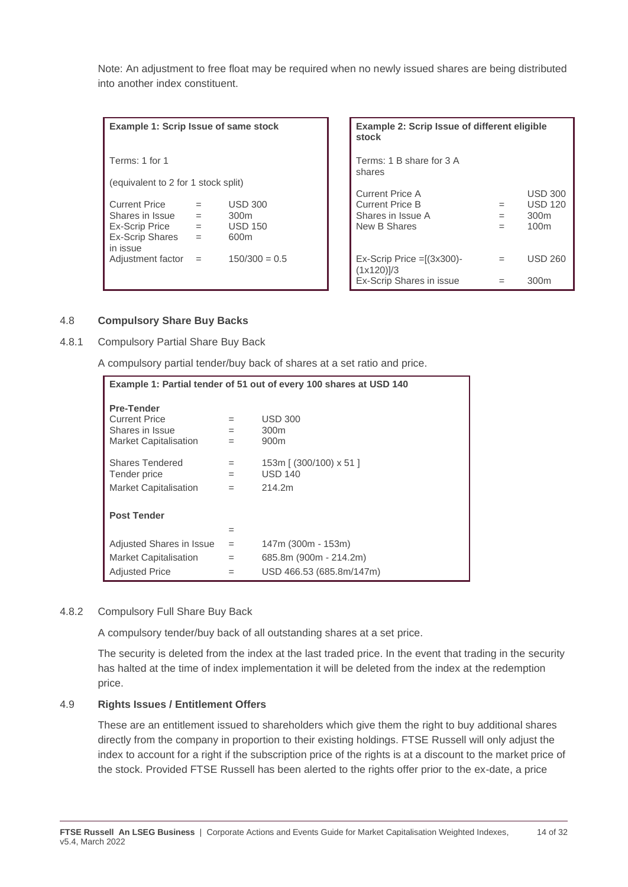Note: An adjustment to free float may be required when no newly issued shares are being distributed into another index constituent.

| Example 1: Scrip Issue of same stock | | |
|---|---|---|
| Terms: 1 for 1 | | |
| (equivalent to 2 for 1 stock split) | | |
| Current Price | = | USD 300 |
| Shares in Issue | = | 300m |
| Ex-Scrip Price | = | USD 150 |
| Ex-Scrip Shares in issue | = | 600m |
| Adjustment factor | = | 150/300 = 0.5 |

| Example 2: Scrip Issue of different eligible stock | | |
|---|---|---|
| Terms: 1 B share for 3 A shares | | |
| Current Price A | | USD 300 |
| Current Price B | = | USD 120 |
| Shares in Issue A | = | 300m |
| New B Shares | = | 100m |
| Ex-Scrip Price =[(3x300)-(1x120)]/3 | = | USD 260 |
| Ex-Scrip Shares in issue | = | 300m |

## 4.8 Compulsory Share Buy Backs

### 4.8.1 Compulsory Partial Share Buy Back

A compulsory partial tender/buy back of shares at a set ratio and price.

| Example 1: Partial tender of 51 out of every 100 shares at USD 140 | | |
|---|---|---|
| **Pre-Tender** | | |
| Current Price | = | USD 300 |
| Shares in Issue | = | 300m |
| Market Capitalisation | = | 900m |
| Shares Tendered | = | 153m [ (300/100) x 51 ] |
| Tender price | = | USD 140 |
| Market Capitalisation | = | 214.2m |
| **Post Tender** | | |
| | = | |
| Adjusted Shares in Issue | = | 147m (300m - 153m) |
| Market Capitalisation | = | 685.8m (900m - 214.2m) |
| Adjusted Price | = | USD 466.53 (685.8m/147m) |

### 4.8.2 Compulsory Full Share Buy Back

A compulsory tender/buy back of all outstanding shares at a set price.

The security is deleted from the index at the last traded price. In the event that trading in the security has halted at the time of index implementation it will be deleted from the index at the redemption price.

## 4.9 Rights Issues / Entitlement Offers

These are an entitlement issued to shareholders which give them the right to buy additional shares directly from the company in proportion to their existing holdings. FTSE Russell will only adjust the index to account for a right if the subscription price of the rights is at a discount to the market price of the stock. Provided FTSE Russell has been alerted to the rights offer prior to the ex-date, a price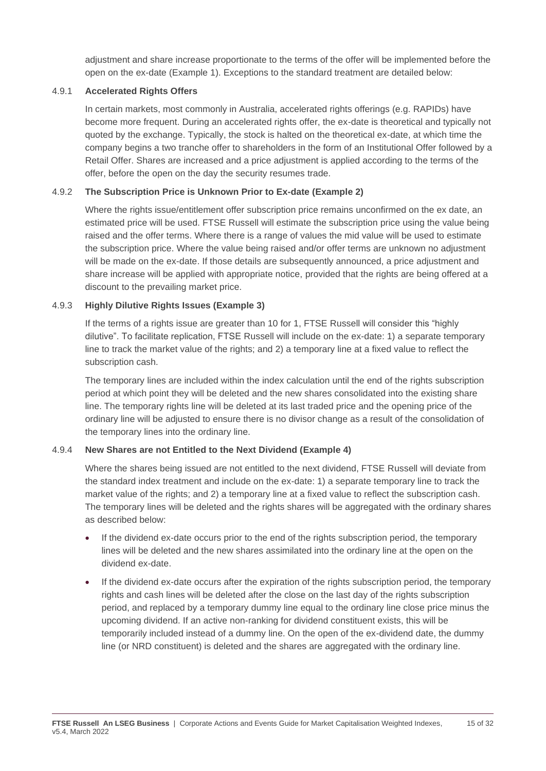adjustment and share increase proportionate to the terms of the offer will be implemented before the open on the ex-date (Example 1). Exceptions to the standard treatment are detailed below:

### 4.9.1 **Accelerated Rights Offers**

In certain markets, most commonly in Australia, accelerated rights offerings (e.g. RAPIDs) have become more frequent. During an accelerated rights offer, the ex-date is theoretical and typically not quoted by the exchange. Typically, the stock is halted on the theoretical ex-date, at which time the company begins a two tranche offer to shareholders in the form of an Institutional Offer followed by a Retail Offer. Shares are increased and a price adjustment is applied according to the terms of the offer, before the open on the day the security resumes trade.

### 4.9.2 **The Subscription Price is Unknown Prior to Ex-date (Example 2)**

Where the rights issue/entitlement offer subscription price remains unconfirmed on the ex date, an estimated price will be used. FTSE Russell will estimate the subscription price using the value being raised and the offer terms. Where there is a range of values the mid value will be used to estimate the subscription price. Where the value being raised and/or offer terms are unknown no adjustment will be made on the ex-date. If those details are subsequently announced, a price adjustment and share increase will be applied with appropriate notice, provided that the rights are being offered at a discount to the prevailing market price.

### 4.9.3 **Highly Dilutive Rights Issues (Example 3)**

If the terms of a rights issue are greater than 10 for 1, FTSE Russell will consider this "highly dilutive". To facilitate replication, FTSE Russell will include on the ex-date: 1) a separate temporary line to track the market value of the rights; and 2) a temporary line at a fixed value to reflect the subscription cash.

The temporary lines are included within the index calculation until the end of the rights subscription period at which point they will be deleted and the new shares consolidated into the existing share line. The temporary rights line will be deleted at its last traded price and the opening price of the ordinary line will be adjusted to ensure there is no divisor change as a result of the consolidation of the temporary lines into the ordinary line.

### 4.9.4 **New Shares are not Entitled to the Next Dividend (Example 4)**

Where the shares being issued are not entitled to the next dividend, FTSE Russell will deviate from the standard index treatment and include on the ex-date: 1) a separate temporary line to track the market value of the rights; and 2) a temporary line at a fixed value to reflect the subscription cash. The temporary lines will be deleted and the rights shares will be aggregated with the ordinary shares as described below:

- If the dividend ex-date occurs prior to the end of the rights subscription period, the temporary lines will be deleted and the new shares assimilated into the ordinary line at the open on the dividend ex-date.
- If the dividend ex-date occurs after the expiration of the rights subscription period, the temporary rights and cash lines will be deleted after the close on the last day of the rights subscription period, and replaced by a temporary dummy line equal to the ordinary line close price minus the upcoming dividend. If an active non-ranking for dividend constituent exists, this will be temporarily included instead of a dummy line. On the open of the ex-dividend date, the dummy line (or NRD constituent) is deleted and the shares are aggregated with the ordinary line.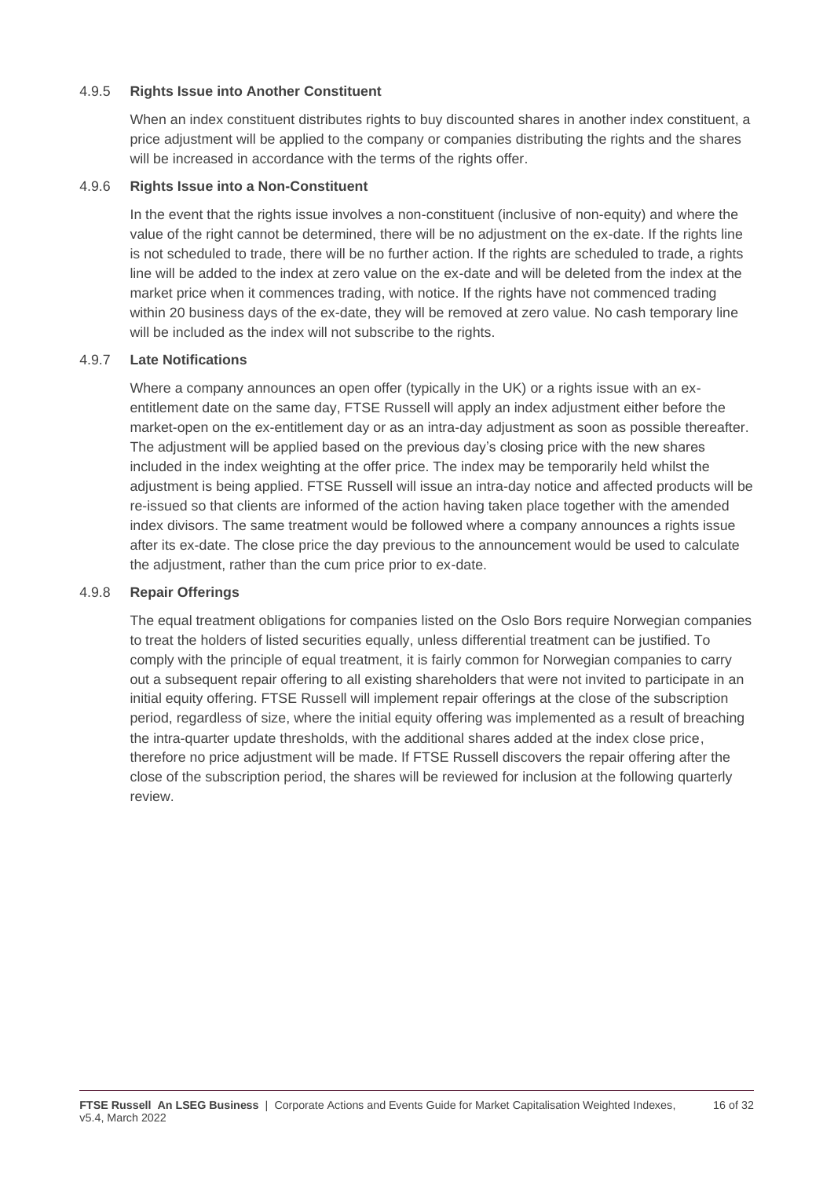#### 4.9.5 Rights Issue into Another Constituent

When an index constituent distributes rights to buy discounted shares in another index constituent, a price adjustment will be applied to the company or companies distributing the rights and the shares will be increased in accordance with the terms of the rights offer.

#### 4.9.6 Rights Issue into a Non-Constituent

In the event that the rights issue involves a non-constituent (inclusive of non-equity) and where the value of the right cannot be determined, there will be no adjustment on the ex-date. If the rights line is not scheduled to trade, there will be no further action. If the rights are scheduled to trade, a rights line will be added to the index at zero value on the ex-date and will be deleted from the index at the market price when it commences trading, with notice. If the rights have not commenced trading within 20 business days of the ex-date, they will be removed at zero value. No cash temporary line will be included as the index will not subscribe to the rights.

#### 4.9.7 Late Notifications

Where a company announces an open offer (typically in the UK) or a rights issue with an ex-entitlement date on the same day, FTSE Russell will apply an index adjustment either before the market-open on the ex-entitlement day or as an intra-day adjustment as soon as possible thereafter. The adjustment will be applied based on the previous day's closing price with the new shares included in the index weighting at the offer price. The index may be temporarily held whilst the adjustment is being applied. FTSE Russell will issue an intra-day notice and affected products will be re-issued so that clients are informed of the action having taken place together with the amended index divisors. The same treatment would be followed where a company announces a rights issue after its ex-date. The close price the day previous to the announcement would be used to calculate the adjustment, rather than the cum price prior to ex-date.

#### 4.9.8 Repair Offerings

The equal treatment obligations for companies listed on the Oslo Bors require Norwegian companies to treat the holders of listed securities equally, unless differential treatment can be justified. To comply with the principle of equal treatment, it is fairly common for Norwegian companies to carry out a subsequent repair offering to all existing shareholders that were not invited to participate in an initial equity offering. FTSE Russell will implement repair offerings at the close of the subscription period, regardless of size, where the initial equity offering was implemented as a result of breaching the intra-quarter update thresholds, with the additional shares added at the index close price, therefore no price adjustment will be made. If FTSE Russell discovers the repair offering after the close of the subscription period, the shares will be reviewed for inclusion at the following quarterly review.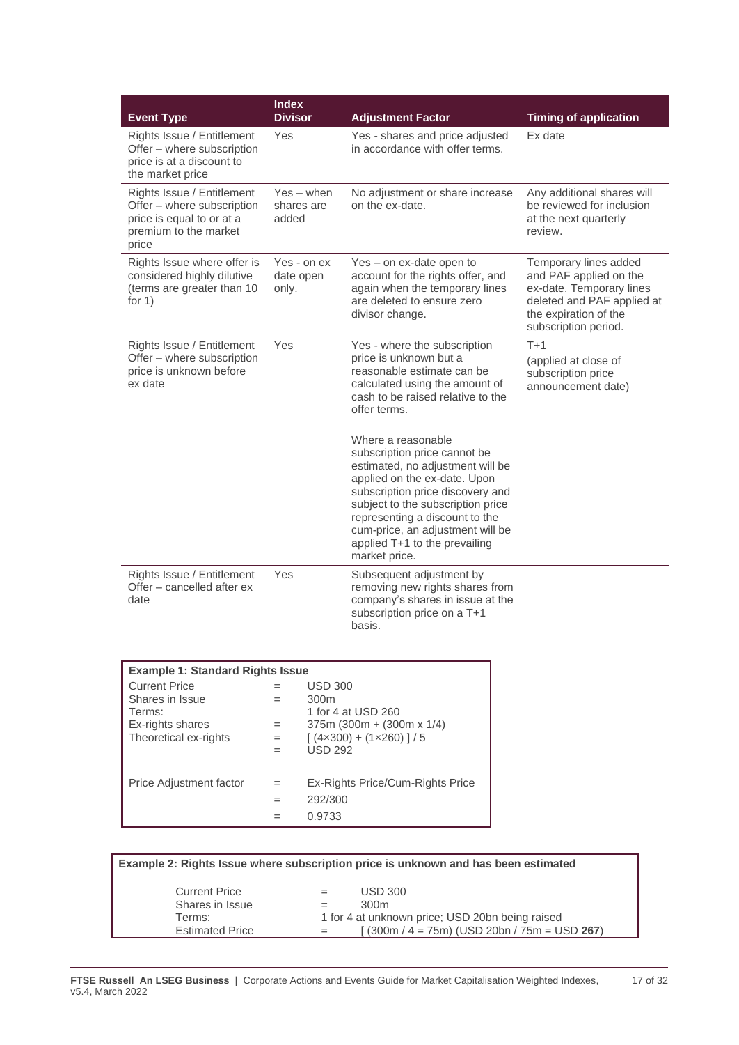| Event Type | Index Divisor | Adjustment Factor | Timing of application |
|---|---|---|---|
| Rights Issue / Entitlement Offer – where subscription price is at a discount to the market price | Yes | Yes - shares and price adjusted in accordance with offer terms. | Ex date |
| Rights Issue / Entitlement Offer – where subscription price is equal to or at a premium to the market price | Yes – when shares are added | No adjustment or share increase on the ex-date. | Any additional shares will be reviewed for inclusion at the next quarterly review. |
| Rights Issue where offer is considered highly dilutive (terms are greater than 10 for 1) | Yes - on ex date open only. | Yes – on ex-date open to account for the rights offer, and again when the temporary lines are deleted to ensure zero divisor change. | Temporary lines added and PAF applied on the ex-date. Temporary lines deleted and PAF applied at the expiration of the subscription period. |
| Rights Issue / Entitlement Offer – where subscription price is unknown before ex date | Yes | Yes - where the subscription price is unknown but a reasonable estimate can be calculated using the amount of cash to be raised relative to the offer terms.<br><br>Where a reasonable subscription price cannot be estimated, no adjustment will be applied on the ex-date. Upon subscription price discovery and subject to the subscription price representing a discount to the cum-price, an adjustment will be applied T+1 to the prevailing market price. | T+1<br>(applied at close of subscription price announcement date) |
| Rights Issue / Entitlement Offer – cancelled after ex date | Yes | Subsequent adjustment by removing new rights shares from company's shares in issue at the subscription price on a T+1 basis. | |

**Example 1: Standard Rights Issue**

| | | |
|---|---|---|
| Current Price | = | USD 300 |
| Shares in Issue | = | 300m |
| Terms: | | 1 for 4 at USD 260 |
| Ex-rights shares | = | 375m (300m + (300m x 1/4) |
| Theoretical ex-rights | = | [ (4×300) + (1×260) ] / 5 |
| | = | USD 292 |
| Price Adjustment factor | = | Ex-Rights Price/Cum-Rights Price |
| | = | 292/300 |
| | = | 0.9733 |

**Example 2: Rights Issue where subscription price is unknown and has been estimated**

| | | |
|---|---|---|
| Current Price | = | USD 300 |
| Shares in Issue | = | 300m |
| Terms: | | 1 for 4 at unknown price; USD 20bn being raised |
| Estimated Price | = | [ (300m / 4 = 75m) (USD 20bn / 75m = USD **267**) |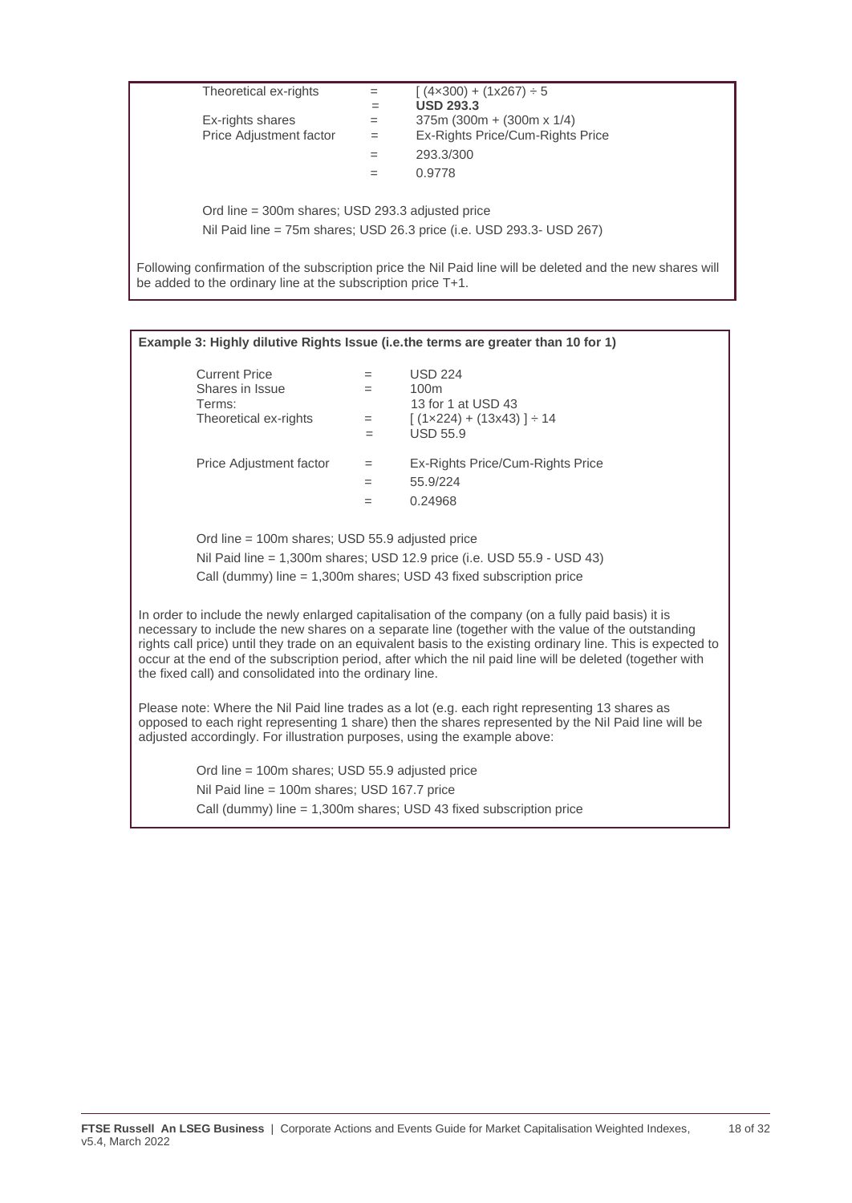| | | |
|---|---|---|
| Theoretical ex-rights | = | [ (4×300) + (1x267) ÷ 5 |
| | = | **USD 293.3** |
| Ex-rights shares | = | 375m (300m + (300m x 1/4) |
| Price Adjustment factor | = | Ex-Rights Price/Cum-Rights Price |
| | = | 293.3/300 |
| | = | 0.9778 |

Ord line = 300m shares; USD 293.3 adjusted price

Nil Paid line = 75m shares; USD 26.3 price (i.e. USD 293.3- USD 267)

Following confirmation of the subscription price the Nil Paid line will be deleted and the new shares will be added to the ordinary line at the subscription price T+1.

**Example 3: Highly dilutive Rights Issue (i.e.the terms are greater than 10 for 1)**

| | | |
|---|---|---|
| Current Price | = | USD 224 |
| Shares in Issue | = | 100m |
| Terms: | | 13 for 1 at USD 43 |
| Theoretical ex-rights | = | [ (1×224) + (13x43) ] ÷ 14 |
| | = | USD 55.9 |
| Price Adjustment factor | = | Ex-Rights Price/Cum-Rights Price |
| | = | 55.9/224 |
| | = | 0.24968 |

Ord line = 100m shares; USD 55.9 adjusted price

Nil Paid line = 1,300m shares; USD 12.9 price (i.e. USD 55.9 - USD 43)

Call (dummy) line = 1,300m shares; USD 43 fixed subscription price

In order to include the newly enlarged capitalisation of the company (on a fully paid basis) it is necessary to include the new shares on a separate line (together with the value of the outstanding rights call price) until they trade on an equivalent basis to the existing ordinary line. This is expected to occur at the end of the subscription period, after which the nil paid line will be deleted (together with the fixed call) and consolidated into the ordinary line.

Please note: Where the Nil Paid line trades as a lot (e.g. each right representing 13 shares as opposed to each right representing 1 share) then the shares represented by the Nil Paid line will be adjusted accordingly. For illustration purposes, using the example above:

Ord line = 100m shares; USD 55.9 adjusted price

Nil Paid line = 100m shares; USD 167.7 price

Call (dummy) line = 1,300m shares; USD 43 fixed subscription price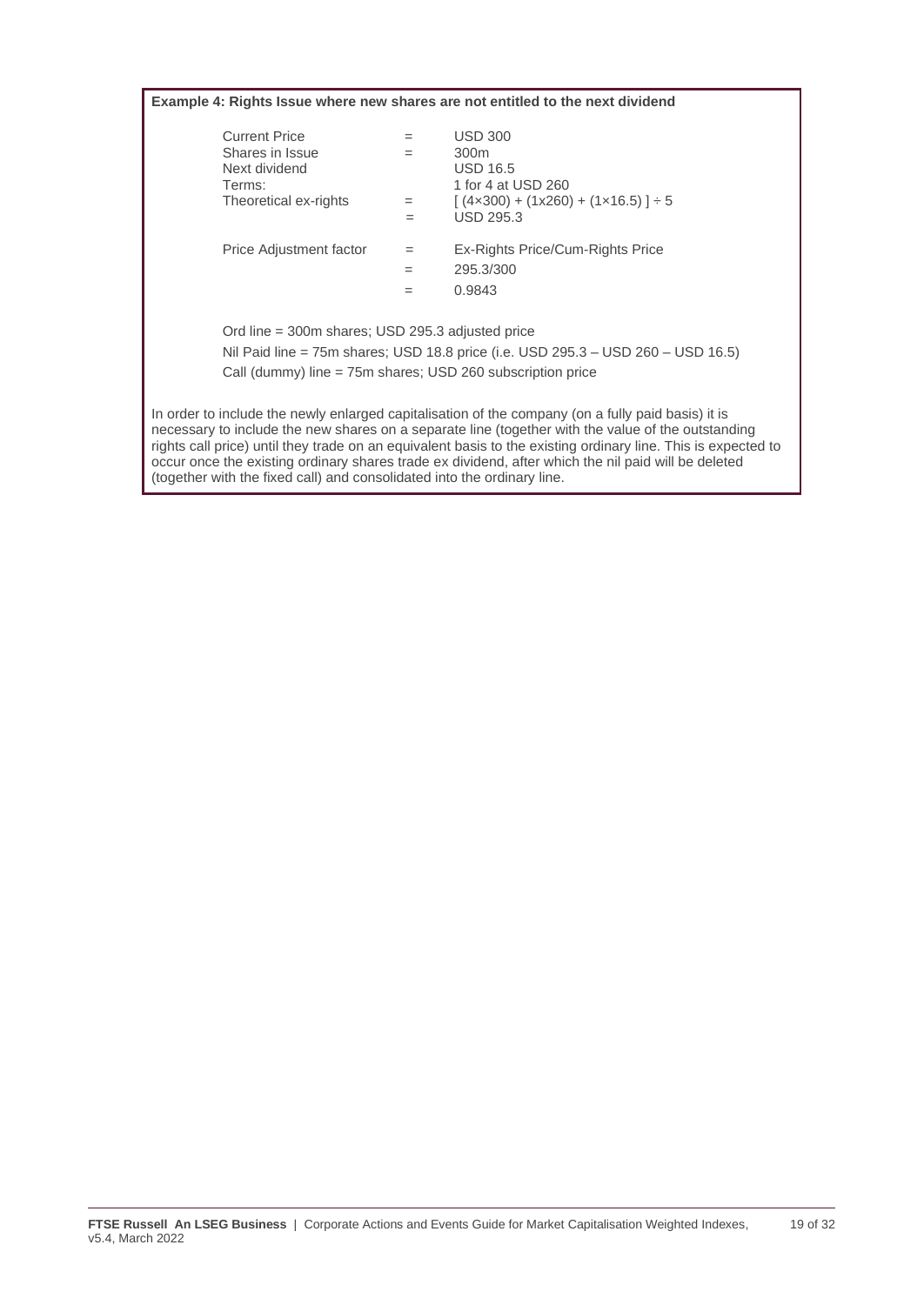**Example 4: Rights Issue where new shares are not entitled to the next dividend**

| | | |
|---|---|---|
| Current Price | = | USD 300 |
| Shares in Issue | = | 300m |
| Next dividend | | USD 16.5 |
| Terms: | | 1 for 4 at USD 260 |
| Theoretical ex-rights | = | $[(4\times300) + (1\text{x}260) + (1\times16.5)] \div 5$ |
| | = | USD 295.3 |
| Price Adjustment factor | = | Ex-Rights Price/Cum-Rights Price |
| | = | 295.3/300 |
| | = | 0.9843 |

Ord line = 300m shares; USD 295.3 adjusted price

Nil Paid line = 75m shares; USD 18.8 price (i.e. USD 295.3 – USD 260 – USD 16.5)

Call (dummy) line = 75m shares; USD 260 subscription price

In order to include the newly enlarged capitalisation of the company (on a fully paid basis) it is necessary to include the new shares on a separate line (together with the value of the outstanding rights call price) until they trade on an equivalent basis to the existing ordinary line. This is expected to occur once the existing ordinary shares trade ex dividend, after which the nil paid will be deleted (together with the fixed call) and consolidated into the ordinary line.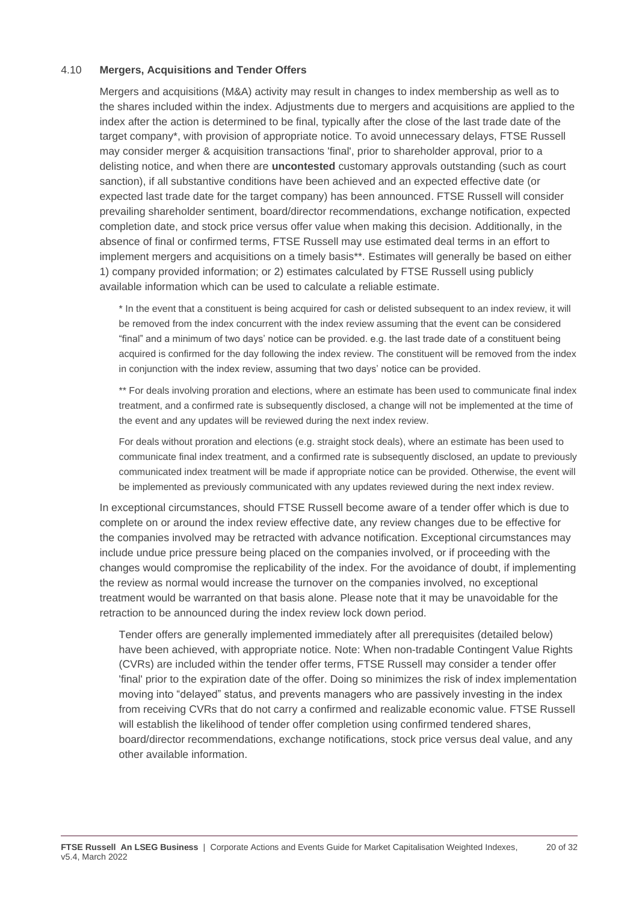## 4.10 Mergers, Acquisitions and Tender Offers

Mergers and acquisitions (M&A) activity may result in changes to index membership as well as to the shares included within the index. Adjustments due to mergers and acquisitions are applied to the index after the action is determined to be final, typically after the close of the last trade date of the target company*, with provision of appropriate notice. To avoid unnecessary delays, FTSE Russell may consider merger & acquisition transactions 'final', prior to shareholder approval, prior to a delisting notice, and when there are **uncontested** customary approvals outstanding (such as court sanction), if all substantive conditions have been achieved and an expected effective date (or expected last trade date for the target company) has been announced. FTSE Russell will consider prevailing shareholder sentiment, board/director recommendations, exchange notification, expected completion date, and stock price versus offer value when making this decision. Additionally, in the absence of final or confirmed terms, FTSE Russell may use estimated deal terms in an effort to implement mergers and acquisitions on a timely basis**. Estimates will generally be based on either 1) company provided information; or 2) estimates calculated by FTSE Russell using publicly available information which can be used to calculate a reliable estimate.

> * In the event that a constituent is being acquired for cash or delisted subsequent to an index review, it will be removed from the index concurrent with the index review assuming that the event can be considered "final" and a minimum of two days' notice can be provided. e.g. the last trade date of a constituent being acquired is confirmed for the day following the index review. The constituent will be removed from the index in conjunction with the index review, assuming that two days' notice can be provided.
>
> ** For deals involving proration and elections, where an estimate has been used to communicate final index treatment, and a confirmed rate is subsequently disclosed, a change will not be implemented at the time of the event and any updates will be reviewed during the next index review.
>
> For deals without proration and elections (e.g. straight stock deals), where an estimate has been used to communicate final index treatment, and a confirmed rate is subsequently disclosed, an update to previously communicated index treatment will be made if appropriate notice can be provided. Otherwise, the event will be implemented as previously communicated with any updates reviewed during the next index review.

In exceptional circumstances, should FTSE Russell become aware of a tender offer which is due to complete on or around the index review effective date, any review changes due to be effective for the companies involved may be retracted with advance notification. Exceptional circumstances may include undue price pressure being placed on the companies involved, or if proceeding with the changes would compromise the replicability of the index. For the avoidance of doubt, if implementing the review as normal would increase the turnover on the companies involved, no exceptional treatment would be warranted on that basis alone. Please note that it may be unavoidable for the retraction to be announced during the index review lock down period.

Tender offers are generally implemented immediately after all prerequisites (detailed below) have been achieved, with appropriate notice. Note: When non-tradable Contingent Value Rights (CVRs) are included within the tender offer terms, FTSE Russell may consider a tender offer 'final' prior to the expiration date of the offer. Doing so minimizes the risk of index implementation moving into "delayed" status, and prevents managers who are passively investing in the index from receiving CVRs that do not carry a confirmed and realizable economic value. FTSE Russell will establish the likelihood of tender offer completion using confirmed tendered shares, board/director recommendations, exchange notifications, stock price versus deal value, and any other available information.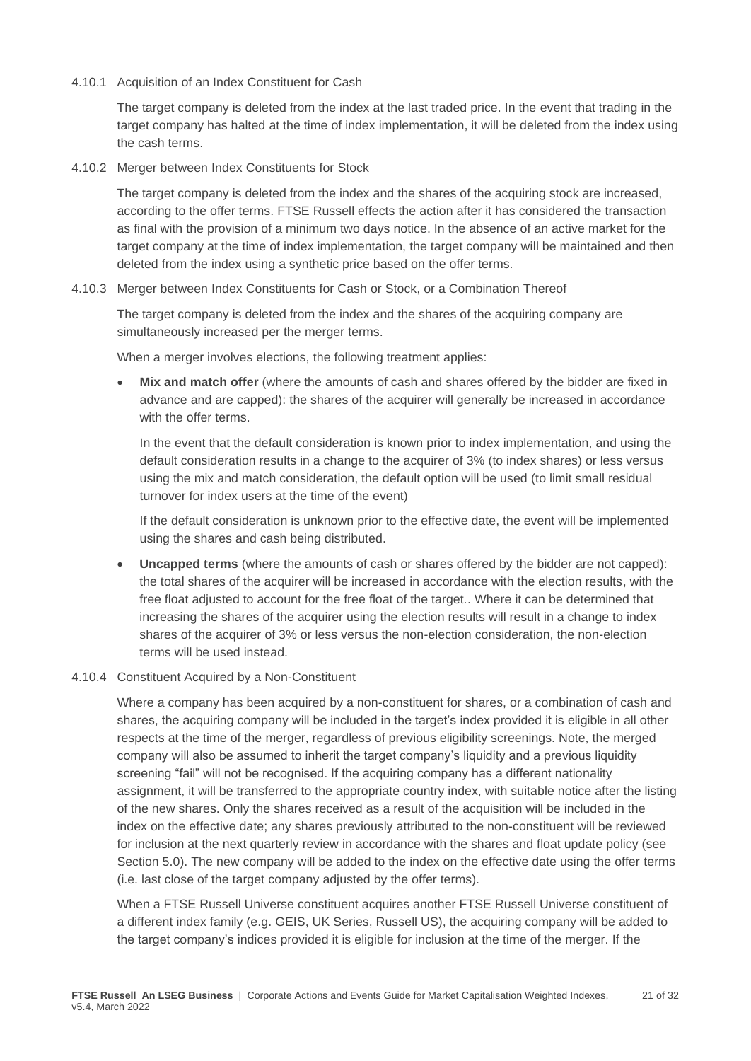#### 4.10.1 Acquisition of an Index Constituent for Cash

The target company is deleted from the index at the last traded price. In the event that trading in the target company has halted at the time of index implementation, it will be deleted from the index using the cash terms.

#### 4.10.2 Merger between Index Constituents for Stock

The target company is deleted from the index and the shares of the acquiring stock are increased, according to the offer terms. FTSE Russell effects the action after it has considered the transaction as final with the provision of a minimum two days notice. In the absence of an active market for the target company at the time of index implementation, the target company will be maintained and then deleted from the index using a synthetic price based on the offer terms.

#### 4.10.3 Merger between Index Constituents for Cash or Stock, or a Combination Thereof

The target company is deleted from the index and the shares of the acquiring company are simultaneously increased per the merger terms.

When a merger involves elections, the following treatment applies:

- **Mix and match offer** (where the amounts of cash and shares offered by the bidder are fixed in advance and are capped): the shares of the acquirer will generally be increased in accordance with the offer terms.

  In the event that the default consideration is known prior to index implementation, and using the default consideration results in a change to the acquirer of 3% (to index shares) or less versus using the mix and match consideration, the default option will be used (to limit small residual turnover for index users at the time of the event)

  If the default consideration is unknown prior to the effective date, the event will be implemented using the shares and cash being distributed.

- **Uncapped terms** (where the amounts of cash or shares offered by the bidder are not capped): the total shares of the acquirer will be increased in accordance with the election results, with the free float adjusted to account for the free float of the target.. Where it can be determined that increasing the shares of the acquirer using the election results will result in a change to index shares of the acquirer of 3% or less versus the non-election consideration, the non-election terms will be used instead.

#### 4.10.4 Constituent Acquired by a Non-Constituent

Where a company has been acquired by a non-constituent for shares, or a combination of cash and shares, the acquiring company will be included in the target's index provided it is eligible in all other respects at the time of the merger, regardless of previous eligibility screenings. Note, the merged company will also be assumed to inherit the target company's liquidity and a previous liquidity screening "fail" will not be recognised. If the acquiring company has a different nationality assignment, it will be transferred to the appropriate country index, with suitable notice after the listing of the new shares. Only the shares received as a result of the acquisition will be included in the index on the effective date; any shares previously attributed to the non-constituent will be reviewed for inclusion at the next quarterly review in accordance with the shares and float update policy (see Section 5.0). The new company will be added to the index on the effective date using the offer terms (i.e. last close of the target company adjusted by the offer terms).

When a FTSE Russell Universe constituent acquires another FTSE Russell Universe constituent of a different index family (e.g. GEIS, UK Series, Russell US), the acquiring company will be added to the target company's indices provided it is eligible for inclusion at the time of the merger. If the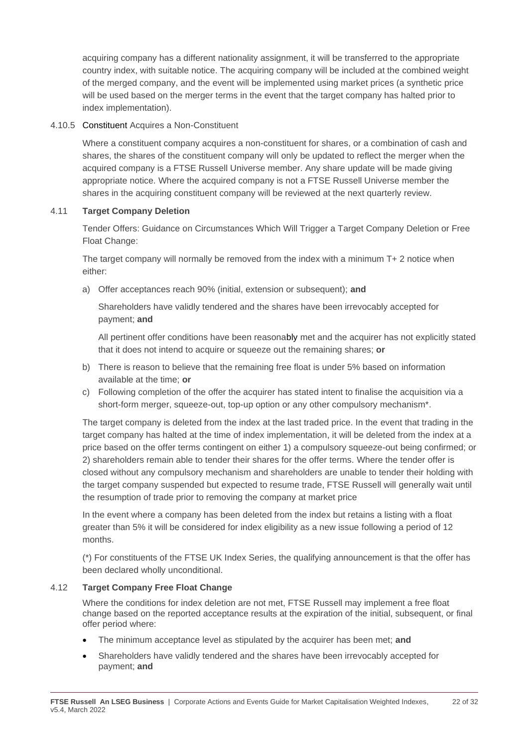acquiring company has a different nationality assignment, it will be transferred to the appropriate country index, with suitable notice. The acquiring company will be included at the combined weight of the merged company, and the event will be implemented using market prices (a synthetic price will be used based on the merger terms in the event that the target company has halted prior to index implementation).

#### 4.10.5 Constituent Acquires a Non-Constituent

Where a constituent company acquires a non-constituent for shares, or a combination of cash and shares, the shares of the constituent company will only be updated to reflect the merger when the acquired company is a FTSE Russell Universe member. Any share update will be made giving appropriate notice. Where the acquired company is not a FTSE Russell Universe member the shares in the acquiring constituent company will be reviewed at the next quarterly review.

### 4.11 Target Company Deletion

Tender Offers: Guidance on Circumstances Which Will Trigger a Target Company Deletion or Free Float Change:

The target company will normally be removed from the index with a minimum T+ 2 notice when either:

a) Offer acceptances reach 90% (initial, extension or subsequent); **and**

   Shareholders have validly tendered and the shares have been irrevocably accepted for payment; **and**

   All pertinent offer conditions have been reasonably met and the acquirer has not explicitly stated that it does not intend to acquire or squeeze out the remaining shares; **or**

b) There is reason to believe that the remaining free float is under 5% based on information available at the time; **or**

c) Following completion of the offer the acquirer has stated intent to finalise the acquisition via a short-form merger, squeeze-out, top-up option or any other compulsory mechanism*.

The target company is deleted from the index at the last traded price. In the event that trading in the target company has halted at the time of index implementation, it will be deleted from the index at a price based on the offer terms contingent on either 1) a compulsory squeeze-out being confirmed; or 2) shareholders remain able to tender their shares for the offer terms. Where the tender offer is closed without any compulsory mechanism and shareholders are unable to tender their holding with the target company suspended but expected to resume trade, FTSE Russell will generally wait until the resumption of trade prior to removing the company at market price

In the event where a company has been deleted from the index but retains a listing with a float greater than 5% it will be considered for index eligibility as a new issue following a period of 12 months.

(*) For constituents of the FTSE UK Index Series, the qualifying announcement is that the offer has been declared wholly unconditional.

### 4.12 Target Company Free Float Change

Where the conditions for index deletion are not met, FTSE Russell may implement a free float change based on the reported acceptance results at the expiration of the initial, subsequent, or final offer period where:

- The minimum acceptance level as stipulated by the acquirer has been met; **and**
- Shareholders have validly tendered and the shares have been irrevocably accepted for payment; **and**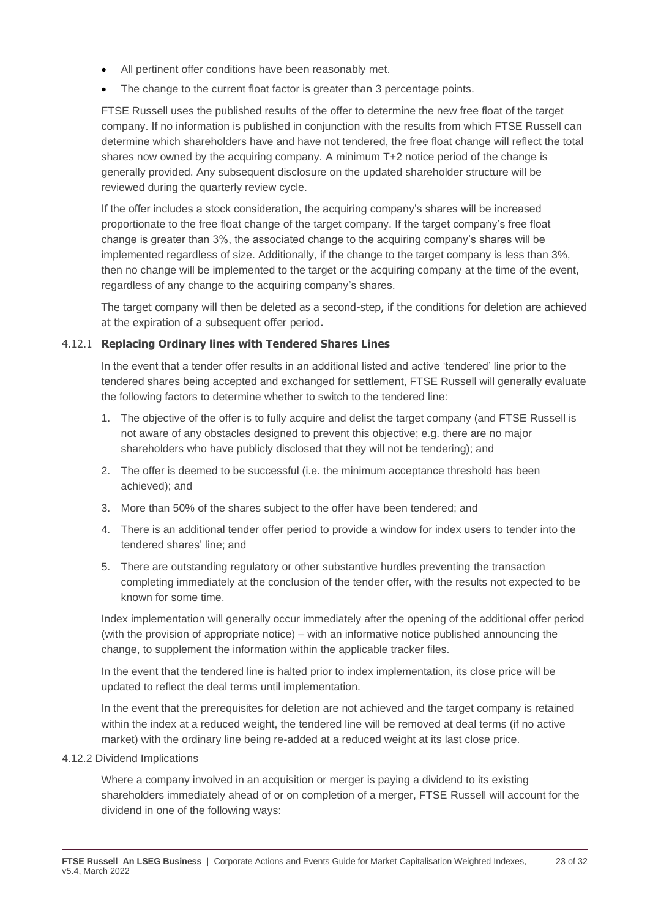- All pertinent offer conditions have been reasonably met.
- The change to the current float factor is greater than 3 percentage points.

FTSE Russell uses the published results of the offer to determine the new free float of the target company. If no information is published in conjunction with the results from which FTSE Russell can determine which shareholders have and have not tendered, the free float change will reflect the total shares now owned by the acquiring company. A minimum T+2 notice period of the change is generally provided. Any subsequent disclosure on the updated shareholder structure will be reviewed during the quarterly review cycle.

If the offer includes a stock consideration, the acquiring company's shares will be increased proportionate to the free float change of the target company. If the target company's free float change is greater than 3%, the associated change to the acquiring company's shares will be implemented regardless of size. Additionally, if the change to the target company is less than 3%, then no change will be implemented to the target or the acquiring company at the time of the event, regardless of any change to the acquiring company's shares.

The target company will then be deleted as a second-step, if the conditions for deletion are achieved at the expiration of a subsequent offer period.

### 4.12.1 **Replacing Ordinary lines with Tendered Shares Lines**

In the event that a tender offer results in an additional listed and active 'tendered' line prior to the tendered shares being accepted and exchanged for settlement, FTSE Russell will generally evaluate the following factors to determine whether to switch to the tendered line:

1. The objective of the offer is to fully acquire and delist the target company (and FTSE Russell is not aware of any obstacles designed to prevent this objective; e.g. there are no major shareholders who have publicly disclosed that they will not be tendering); and
2. The offer is deemed to be successful (i.e. the minimum acceptance threshold has been achieved); and
3. More than 50% of the shares subject to the offer have been tendered; and
4. There is an additional tender offer period to provide a window for index users to tender into the tendered shares' line; and
5. There are outstanding regulatory or other substantive hurdles preventing the transaction completing immediately at the conclusion of the tender offer, with the results not expected to be known for some time.

Index implementation will generally occur immediately after the opening of the additional offer period (with the provision of appropriate notice) – with an informative notice published announcing the change, to supplement the information within the applicable tracker files.

In the event that the tendered line is halted prior to index implementation, its close price will be updated to reflect the deal terms until implementation.

In the event that the prerequisites for deletion are not achieved and the target company is retained within the index at a reduced weight, the tendered line will be removed at deal terms (if no active market) with the ordinary line being re-added at a reduced weight at its last close price.

### 4.12.2 Dividend Implications

Where a company involved in an acquisition or merger is paying a dividend to its existing shareholders immediately ahead of or on completion of a merger, FTSE Russell will account for the dividend in one of the following ways: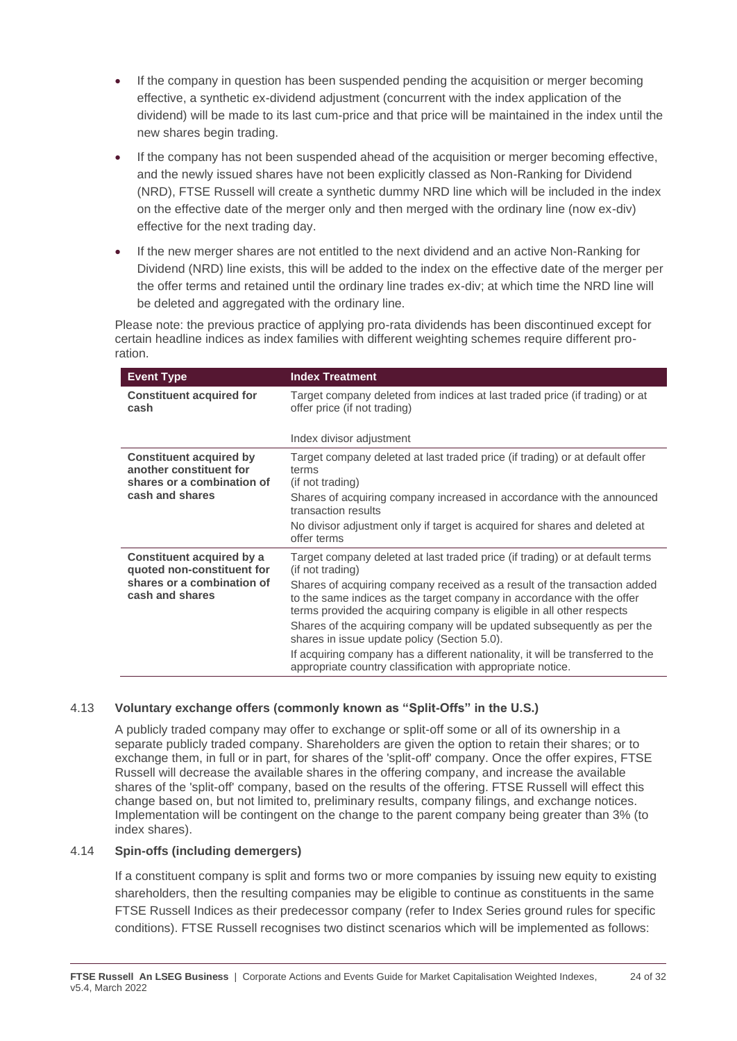- If the company in question has been suspended pending the acquisition or merger becoming effective, a synthetic ex-dividend adjustment (concurrent with the index application of the dividend) will be made to its last cum-price and that price will be maintained in the index until the new shares begin trading.
- If the company has not been suspended ahead of the acquisition or merger becoming effective, and the newly issued shares have not been explicitly classed as Non-Ranking for Dividend (NRD), FTSE Russell will create a synthetic dummy NRD line which will be included in the index on the effective date of the merger only and then merged with the ordinary line (now ex-div) effective for the next trading day.
- If the new merger shares are not entitled to the next dividend and an active Non-Ranking for Dividend (NRD) line exists, this will be added to the index on the effective date of the merger per the offer terms and retained until the ordinary line trades ex-div; at which time the NRD line will be deleted and aggregated with the ordinary line.

Please note: the previous practice of applying pro-rata dividends has been discontinued except for certain headline indices as index families with different weighting schemes require different proration.

| Event Type | Index Treatment |
|---|---|
| **Constituent acquired for cash** | Target company deleted from indices at last traded price (if trading) or at offer price (if not trading)<br><br>Index divisor adjustment |
| **Constituent acquired by another constituent for shares or a combination of cash and shares** | Target company deleted at last traded price (if trading) or at default offer terms (if not trading)<br><br>Shares of acquiring company increased in accordance with the announced transaction results<br><br>No divisor adjustment only if target is acquired for shares and deleted at offer terms |
| **Constituent acquired by a quoted non-constituent for shares or a combination of cash and shares** | Target company deleted at last traded price (if trading) or at default terms (if not trading)<br><br>Shares of acquiring company received as a result of the transaction added to the same indices as the target company in accordance with the offer terms provided the acquiring company is eligible in all other respects<br><br>Shares of the acquiring company will be updated subsequently as per the shares in issue update policy (Section 5.0).<br><br>If acquiring company has a different nationality, it will be transferred to the appropriate country classification with appropriate notice. |

### 4.13 Voluntary exchange offers (commonly known as "Split-Offs" in the U.S.)

A publicly traded company may offer to exchange or split-off some or all of its ownership in a separate publicly traded company. Shareholders are given the option to retain their shares; or to exchange them, in full or in part, for shares of the 'split-off' company. Once the offer expires, FTSE Russell will decrease the available shares in the offering company, and increase the available shares of the 'split-off' company, based on the results of the offering. FTSE Russell will effect this change based on, but not limited to, preliminary results, company filings, and exchange notices. Implementation will be contingent on the change to the parent company being greater than 3% (to index shares).

### 4.14 Spin-offs (including demergers)

If a constituent company is split and forms two or more companies by issuing new equity to existing shareholders, then the resulting companies may be eligible to continue as constituents in the same FTSE Russell Indices as their predecessor company (refer to Index Series ground rules for specific conditions). FTSE Russell recognises two distinct scenarios which will be implemented as follows: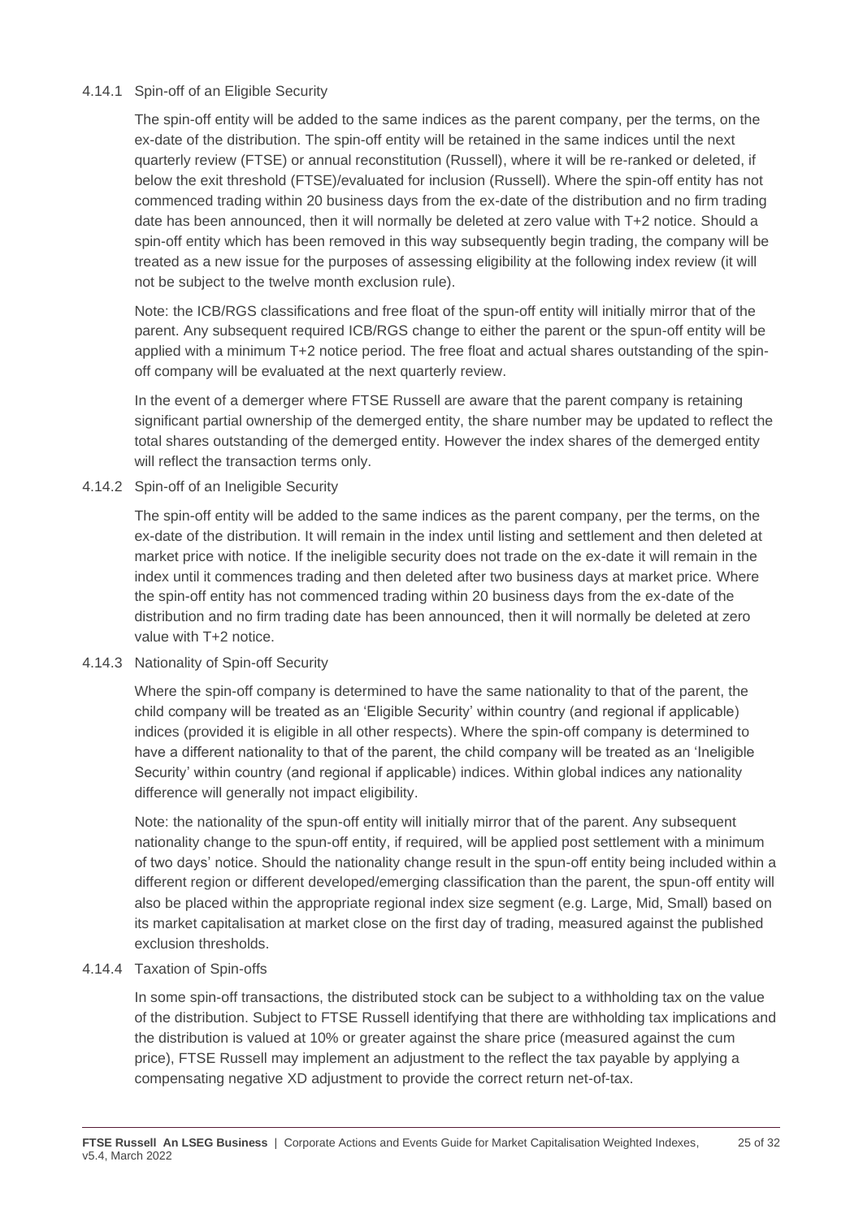#### 4.14.1 Spin-off of an Eligible Security

The spin-off entity will be added to the same indices as the parent company, per the terms, on the ex-date of the distribution. The spin-off entity will be retained in the same indices until the next quarterly review (FTSE) or annual reconstitution (Russell), where it will be re-ranked or deleted, if below the exit threshold (FTSE)/evaluated for inclusion (Russell). Where the spin-off entity has not commenced trading within 20 business days from the ex-date of the distribution and no firm trading date has been announced, then it will normally be deleted at zero value with T+2 notice. Should a spin-off entity which has been removed in this way subsequently begin trading, the company will be treated as a new issue for the purposes of assessing eligibility at the following index review (it will not be subject to the twelve month exclusion rule).

Note: the ICB/RGS classifications and free float of the spun-off entity will initially mirror that of the parent. Any subsequent required ICB/RGS change to either the parent or the spun-off entity will be applied with a minimum T+2 notice period. The free float and actual shares outstanding of the spin-off company will be evaluated at the next quarterly review.

In the event of a demerger where FTSE Russell are aware that the parent company is retaining significant partial ownership of the demerged entity, the share number may be updated to reflect the total shares outstanding of the demerged entity. However the index shares of the demerged entity will reflect the transaction terms only.

#### 4.14.2 Spin-off of an Ineligible Security

The spin-off entity will be added to the same indices as the parent company, per the terms, on the ex-date of the distribution. It will remain in the index until listing and settlement and then deleted at market price with notice. If the ineligible security does not trade on the ex-date it will remain in the index until it commences trading and then deleted after two business days at market price. Where the spin-off entity has not commenced trading within 20 business days from the ex-date of the distribution and no firm trading date has been announced, then it will normally be deleted at zero value with T+2 notice.

#### 4.14.3 Nationality of Spin-off Security

Where the spin-off company is determined to have the same nationality to that of the parent, the child company will be treated as an 'Eligible Security' within country (and regional if applicable) indices (provided it is eligible in all other respects). Where the spin-off company is determined to have a different nationality to that of the parent, the child company will be treated as an 'Ineligible Security' within country (and regional if applicable) indices. Within global indices any nationality difference will generally not impact eligibility.

Note: the nationality of the spun-off entity will initially mirror that of the parent. Any subsequent nationality change to the spun-off entity, if required, will be applied post settlement with a minimum of two days' notice. Should the nationality change result in the spun-off entity being included within a different region or different developed/emerging classification than the parent, the spun-off entity will also be placed within the appropriate regional index size segment (e.g. Large, Mid, Small) based on its market capitalisation at market close on the first day of trading, measured against the published exclusion thresholds.

#### 4.14.4 Taxation of Spin-offs

In some spin-off transactions, the distributed stock can be subject to a withholding tax on the value of the distribution. Subject to FTSE Russell identifying that there are withholding tax implications and the distribution is valued at 10% or greater against the share price (measured against the cum price), FTSE Russell may implement an adjustment to the reflect the tax payable by applying a compensating negative XD adjustment to provide the correct return net-of-tax.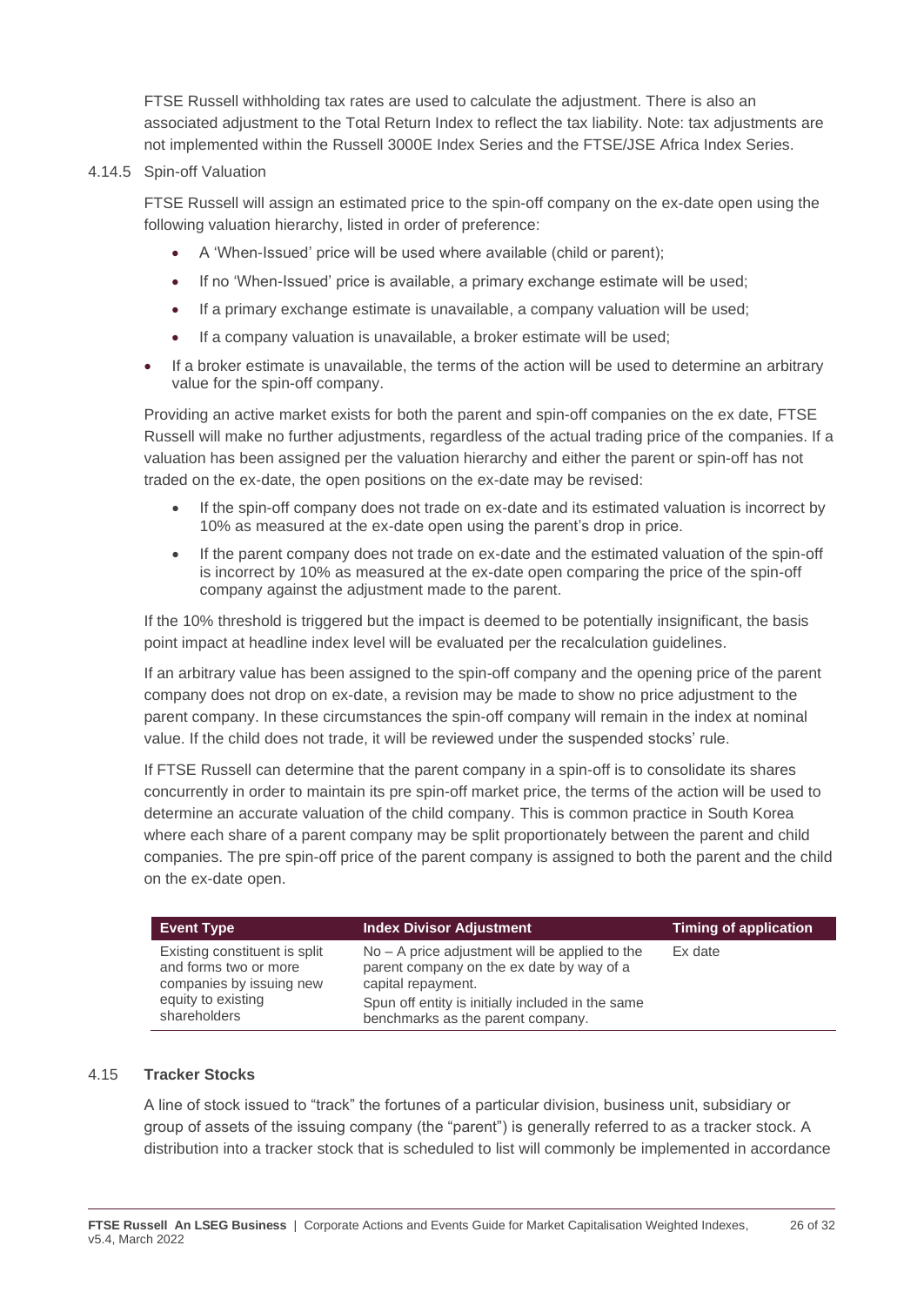FTSE Russell withholding tax rates are used to calculate the adjustment. There is also an associated adjustment to the Total Return Index to reflect the tax liability. Note: tax adjustments are not implemented within the Russell 3000E Index Series and the FTSE/JSE Africa Index Series.

### 4.14.5 Spin-off Valuation

FTSE Russell will assign an estimated price to the spin-off company on the ex-date open using the following valuation hierarchy, listed in order of preference:

- A 'When-Issued' price will be used where available (child or parent);
- If no 'When-Issued' price is available, a primary exchange estimate will be used;
- If a primary exchange estimate is unavailable, a company valuation will be used;
- If a company valuation is unavailable, a broker estimate will be used;
- If a broker estimate is unavailable, the terms of the action will be used to determine an arbitrary value for the spin-off company.

Providing an active market exists for both the parent and spin-off companies on the ex date, FTSE Russell will make no further adjustments, regardless of the actual trading price of the companies. If a valuation has been assigned per the valuation hierarchy and either the parent or spin-off has not traded on the ex-date, the open positions on the ex-date may be revised:

- If the spin-off company does not trade on ex-date and its estimated valuation is incorrect by 10% as measured at the ex-date open using the parent's drop in price.
- If the parent company does not trade on ex-date and the estimated valuation of the spin-off is incorrect by 10% as measured at the ex-date open comparing the price of the spin-off company against the adjustment made to the parent.

If the 10% threshold is triggered but the impact is deemed to be potentially insignificant, the basis point impact at headline index level will be evaluated per the recalculation guidelines.

If an arbitrary value has been assigned to the spin-off company and the opening price of the parent company does not drop on ex-date, a revision may be made to show no price adjustment to the parent company. In these circumstances the spin-off company will remain in the index at nominal value. If the child does not trade, it will be reviewed under the suspended stocks' rule.

If FTSE Russell can determine that the parent company in a spin-off is to consolidate its shares concurrently in order to maintain its pre spin-off market price, the terms of the action will be used to determine an accurate valuation of the child company. This is common practice in South Korea where each share of a parent company may be split proportionately between the parent and child companies. The pre spin-off price of the parent company is assigned to both the parent and the child on the ex-date open.

| Event Type | Index Divisor Adjustment | Timing of application |
|---|---|---|
| Existing constituent is split and forms two or more companies by issuing new equity to existing shareholders | No – A price adjustment will be applied to the parent company on the ex date by way of a capital repayment.<br>Spun off entity is initially included in the same benchmarks as the parent company. | Ex date |

## 4.15 **Tracker Stocks**

A line of stock issued to "track" the fortunes of a particular division, business unit, subsidiary or group of assets of the issuing company (the "parent") is generally referred to as a tracker stock. A distribution into a tracker stock that is scheduled to list will commonly be implemented in accordance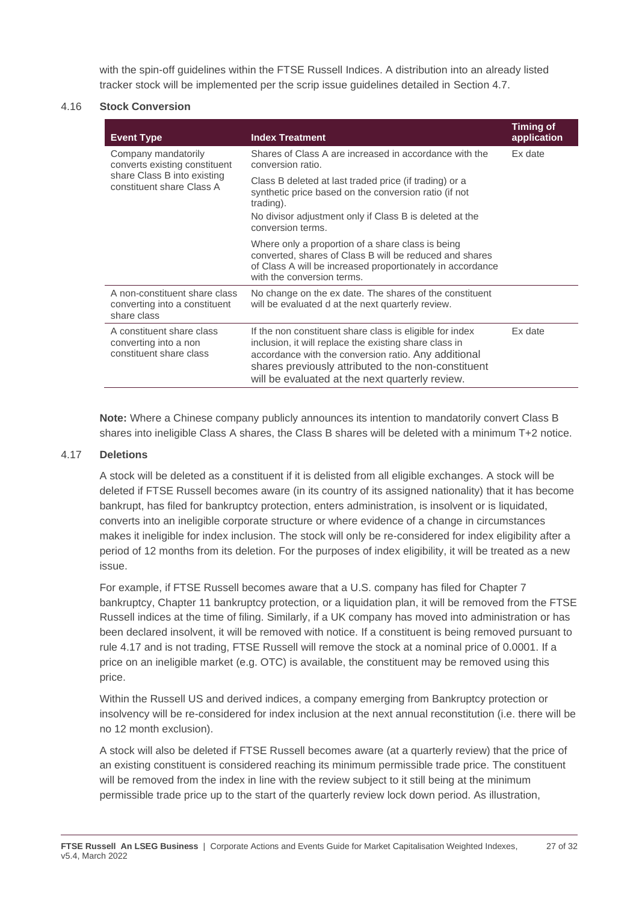with the spin-off guidelines within the FTSE Russell Indices. A distribution into an already listed tracker stock will be implemented per the scrip issue guidelines detailed in Section 4.7.

### 4.16 Stock Conversion

| Event Type | Index Treatment | Timing of application |
| --- | --- | --- |
| Company mandatorily converts existing constituent share Class B into existing constituent share Class A | Shares of Class A are increased in accordance with the conversion ratio.<br>Class B deleted at last traded price (if trading) or a synthetic price based on the conversion ratio (if not trading).<br>No divisor adjustment only if Class B is deleted at the conversion terms.<br>Where only a proportion of a share class is being converted, shares of Class B will be reduced and shares of Class A will be increased proportionately in accordance with the conversion terms. | Ex date |
| A non-constituent share class converting into a constituent share class | No change on the ex date. The shares of the constituent will be evaluated d at the next quarterly review. | |
| A constituent share class converting into a non constituent share class | If the non constituent share class is eligible for index inclusion, it will replace the existing share class in accordance with the conversion ratio. Any additional shares previously attributed to the non-constituent will be evaluated at the next quarterly review. | Ex date |

**Note:** Where a Chinese company publicly announces its intention to mandatorily convert Class B shares into ineligible Class A shares, the Class B shares will be deleted with a minimum T+2 notice.

### 4.17 Deletions

A stock will be deleted as a constituent if it is delisted from all eligible exchanges. A stock will be deleted if FTSE Russell becomes aware (in its country of its assigned nationality) that it has become bankrupt, has filed for bankruptcy protection, enters administration, is insolvent or is liquidated, converts into an ineligible corporate structure or where evidence of a change in circumstances makes it ineligible for index inclusion. The stock will only be re-considered for index eligibility after a period of 12 months from its deletion. For the purposes of index eligibility, it will be treated as a new issue.

For example, if FTSE Russell becomes aware that a U.S. company has filed for Chapter 7 bankruptcy, Chapter 11 bankruptcy protection, or a liquidation plan, it will be removed from the FTSE Russell indices at the time of filing. Similarly, if a UK company has moved into administration or has been declared insolvent, it will be removed with notice. If a constituent is being removed pursuant to rule 4.17 and is not trading, FTSE Russell will remove the stock at a nominal price of 0.0001. If a price on an ineligible market (e.g. OTC) is available, the constituent may be removed using this price.

Within the Russell US and derived indices, a company emerging from Bankruptcy protection or insolvency will be re-considered for index inclusion at the next annual reconstitution (i.e. there will be no 12 month exclusion).

A stock will also be deleted if FTSE Russell becomes aware (at a quarterly review) that the price of an existing constituent is considered reaching its minimum permissible trade price. The constituent will be removed from the index in line with the review subject to it still being at the minimum permissible trade price up to the start of the quarterly review lock down period. As illustration,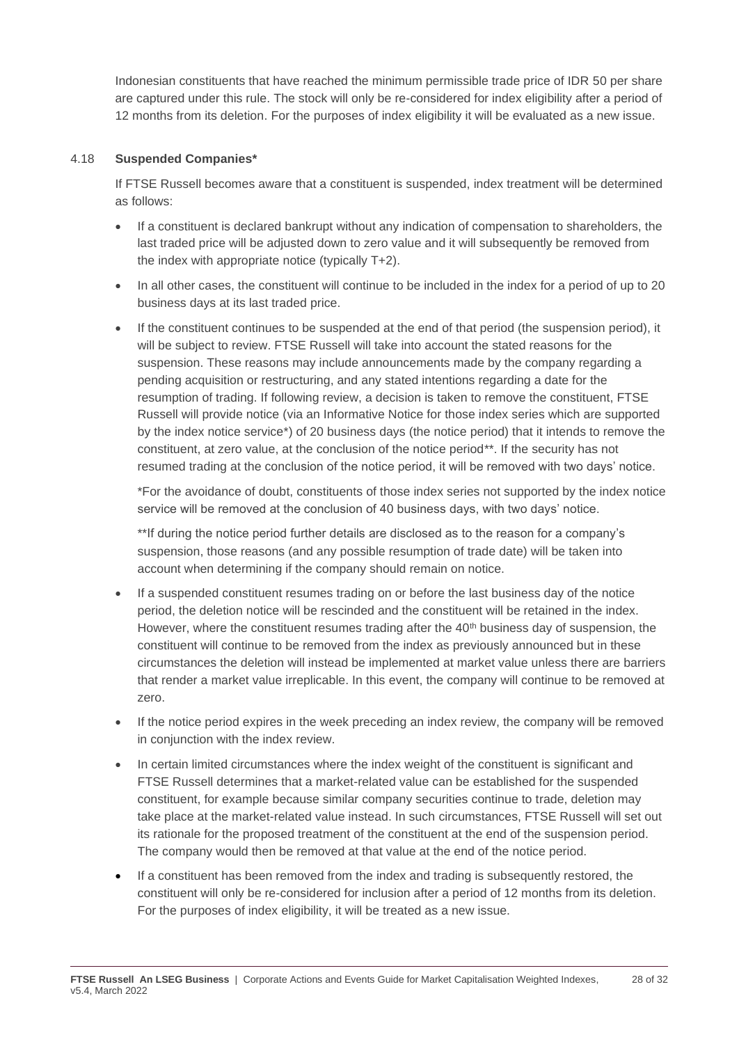Indonesian constituents that have reached the minimum permissible trade price of IDR 50 per share are captured under this rule. The stock will only be re-considered for index eligibility after a period of 12 months from its deletion. For the purposes of index eligibility it will be evaluated as a new issue.

### 4.18 **Suspended Companies***

If FTSE Russell becomes aware that a constituent is suspended, index treatment will be determined as follows:

- If a constituent is declared bankrupt without any indication of compensation to shareholders, the last traded price will be adjusted down to zero value and it will subsequently be removed from the index with appropriate notice (typically T+2).
- In all other cases, the constituent will continue to be included in the index for a period of up to 20 business days at its last traded price.
- If the constituent continues to be suspended at the end of that period (the suspension period), it will be subject to review. FTSE Russell will take into account the stated reasons for the suspension. These reasons may include announcements made by the company regarding a pending acquisition or restructuring, and any stated intentions regarding a date for the resumption of trading. If following review, a decision is taken to remove the constituent, FTSE Russell will provide notice (via an Informative Notice for those index series which are supported by the index notice service*) of 20 business days (the notice period) that it intends to remove the constituent, at zero value, at the conclusion of the notice period**. If the security has not resumed trading at the conclusion of the notice period, it will be removed with two days' notice.

  *For the avoidance of doubt, constituents of those index series not supported by the index notice service will be removed at the conclusion of 40 business days, with two days' notice.

  **If during the notice period further details are disclosed as to the reason for a company's suspension, those reasons (and any possible resumption of trade date) will be taken into account when determining if the company should remain on notice.

- If a suspended constituent resumes trading on or before the last business day of the notice period, the deletion notice will be rescinded and the constituent will be retained in the index. However, where the constituent resumes trading after the 40th business day of suspension, the constituent will continue to be removed from the index as previously announced but in these circumstances the deletion will instead be implemented at market value unless there are barriers that render a market value irreplicable. In this event, the company will continue to be removed at zero.
- If the notice period expires in the week preceding an index review, the company will be removed in conjunction with the index review.
- In certain limited circumstances where the index weight of the constituent is significant and FTSE Russell determines that a market-related value can be established for the suspended constituent, for example because similar company securities continue to trade, deletion may take place at the market-related value instead. In such circumstances, FTSE Russell will set out its rationale for the proposed treatment of the constituent at the end of the suspension period. The company would then be removed at that value at the end of the notice period.
- If a constituent has been removed from the index and trading is subsequently restored, the constituent will only be re-considered for inclusion after a period of 12 months from its deletion. For the purposes of index eligibility, it will be treated as a new issue.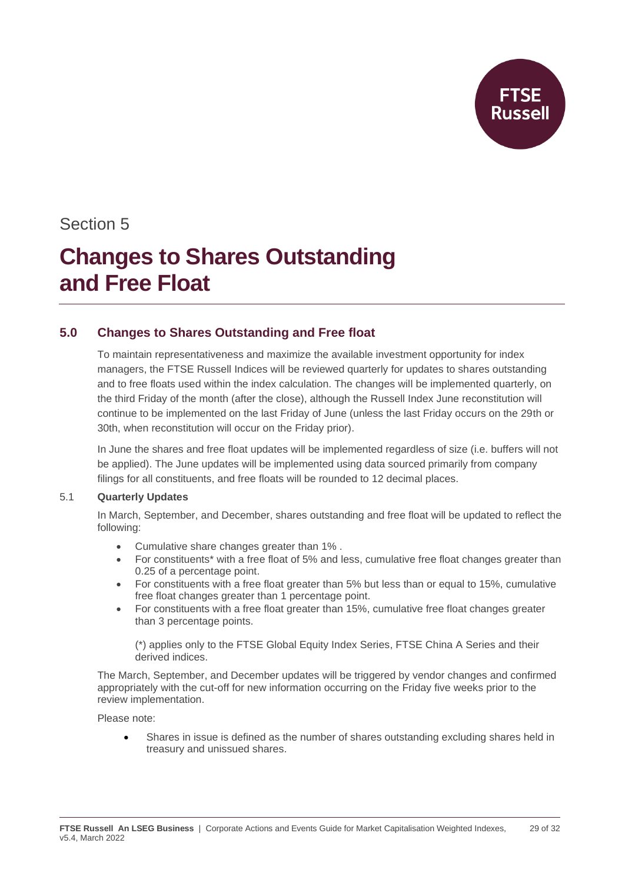Section 5

# Changes to Shares Outstanding and Free Float

## 5.0 Changes to Shares Outstanding and Free float

To maintain representativeness and maximize the available investment opportunity for index managers, the FTSE Russell Indices will be reviewed quarterly for updates to shares outstanding and to free floats used within the index calculation. The changes will be implemented quarterly, on the third Friday of the month (after the close), although the Russell Index June reconstitution will continue to be implemented on the last Friday of June (unless the last Friday occurs on the 29th or 30th, when reconstitution will occur on the Friday prior).

In June the shares and free float updates will be implemented regardless of size (i.e. buffers will not be applied). The June updates will be implemented using data sourced primarily from company filings for all constituents, and free floats will be rounded to 12 decimal places.

### 5.1 Quarterly Updates

In March, September, and December, shares outstanding and free float will be updated to reflect the following:

- Cumulative share changes greater than 1% .
- For constituents* with a free float of 5% and less, cumulative free float changes greater than 0.25 of a percentage point.
- For constituents with a free float greater than 5% but less than or equal to 15%, cumulative free float changes greater than 1 percentage point.
- For constituents with a free float greater than 15%, cumulative free float changes greater than 3 percentage points.

(*) applies only to the FTSE Global Equity Index Series, FTSE China A Series and their derived indices.

The March, September, and December updates will be triggered by vendor changes and confirmed appropriately with the cut-off for new information occurring on the Friday five weeks prior to the review implementation.

Please note:

- Shares in issue is defined as the number of shares outstanding excluding shares held in treasury and unissued shares.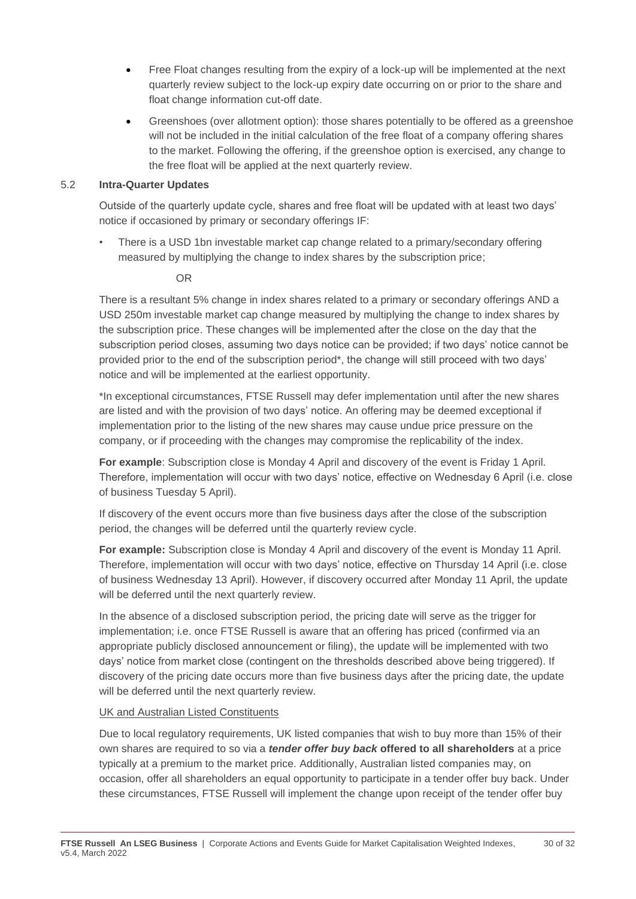- Free Float changes resulting from the expiry of a lock-up will be implemented at the next quarterly review subject to the lock-up expiry date occurring on or prior to the share and float change information cut-off date.
- Greenshoes (over allotment option): those shares potentially to be offered as a greenshoe will not be included in the initial calculation of the free float of a company offering shares to the market. Following the offering, if the greenshoe option is exercised, any change to the free float will be applied at the next quarterly review.

## 5.2 Intra-Quarter Updates

Outside of the quarterly update cycle, shares and free float will be updated with at least two days' notice if occasioned by primary or secondary offerings IF:

- There is a USD 1bn investable market cap change related to a primary/secondary offering measured by multiplying the change to index shares by the subscription price;

OR

There is a resultant 5% change in index shares related to a primary or secondary offerings AND a USD 250m investable market cap change measured by multiplying the change to index shares by the subscription price. These changes will be implemented after the close on the day that the subscription period closes, assuming two days notice can be provided; if two days' notice cannot be provided prior to the end of the subscription period*, the change will still proceed with two days' notice and will be implemented at the earliest opportunity.

*In exceptional circumstances, FTSE Russell may defer implementation until after the new shares are listed and with the provision of two days' notice. An offering may be deemed exceptional if implementation prior to the listing of the new shares may cause undue price pressure on the company, or if proceeding with the changes may compromise the replicability of the index.

**For example**: Subscription close is Monday 4 April and discovery of the event is Friday 1 April. Therefore, implementation will occur with two days' notice, effective on Wednesday 6 April (i.e. close of business Tuesday 5 April).

If discovery of the event occurs more than five business days after the close of the subscription period, the changes will be deferred until the quarterly review cycle.

**For example:** Subscription close is Monday 4 April and discovery of the event is Monday 11 April. Therefore, implementation will occur with two days' notice, effective on Thursday 14 April (i.e. close of business Wednesday 13 April). However, if discovery occurred after Monday 11 April, the update will be deferred until the next quarterly review.

In the absence of a disclosed subscription period, the pricing date will serve as the trigger for implementation; i.e. once FTSE Russell is aware that an offering has priced (confirmed via an appropriate publicly disclosed announcement or filing), the update will be implemented with two days' notice from market close (contingent on the thresholds described above being triggered). If discovery of the pricing date occurs more than five business days after the pricing date, the update will be deferred until the next quarterly review.

UK and Australian Listed Constituents

Due to local regulatory requirements, UK listed companies that wish to buy more than 15% of their own shares are required to so via a ***tender offer buy back*** **offered to all shareholders** at a price typically at a premium to the market price. Additionally, Australian listed companies may, on occasion, offer all shareholders an equal opportunity to participate in a tender offer buy back. Under these circumstances, FTSE Russell will implement the change upon receipt of the tender offer buy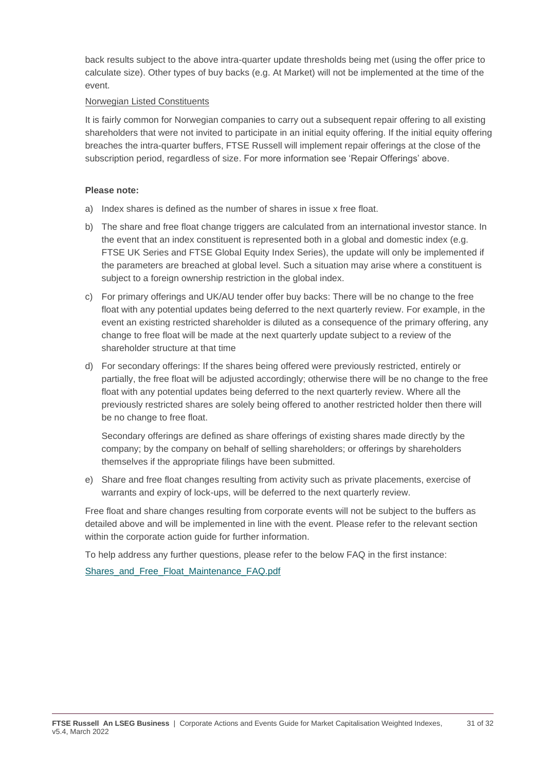back results subject to the above intra-quarter update thresholds being met (using the offer price to calculate size). Other types of buy backs (e.g. At Market) will not be implemented at the time of the event.

Norwegian Listed Constituents

It is fairly common for Norwegian companies to carry out a subsequent repair offering to all existing shareholders that were not invited to participate in an initial equity offering. If the initial equity offering breaches the intra-quarter buffers, FTSE Russell will implement repair offerings at the close of the subscription period, regardless of size. For more information see 'Repair Offerings' above.

**Please note:**

a) Index shares is defined as the number of shares in issue x free float.

b) The share and free float change triggers are calculated from an international investor stance. In the event that an index constituent is represented both in a global and domestic index (e.g. FTSE UK Series and FTSE Global Equity Index Series), the update will only be implemented if the parameters are breached at global level. Such a situation may arise where a constituent is subject to a foreign ownership restriction in the global index.

c) For primary offerings and UK/AU tender offer buy backs: There will be no change to the free float with any potential updates being deferred to the next quarterly review. For example, in the event an existing restricted shareholder is diluted as a consequence of the primary offering, any change to free float will be made at the next quarterly update subject to a review of the shareholder structure at that time

d) For secondary offerings: If the shares being offered were previously restricted, entirely or partially, the free float will be adjusted accordingly; otherwise there will be no change to the free float with any potential updates being deferred to the next quarterly review. Where all the previously restricted shares are solely being offered to another restricted holder then there will be no change to free float.

   Secondary offerings are defined as share offerings of existing shares made directly by the company; by the company on behalf of selling shareholders; or offerings by shareholders themselves if the appropriate filings have been submitted.

e) Share and free float changes resulting from activity such as private placements, exercise of warrants and expiry of lock-ups, will be deferred to the next quarterly review.

Free float and share changes resulting from corporate events will not be subject to the buffers as detailed above and will be implemented in line with the event. Please refer to the relevant section within the corporate action guide for further information.

To help address any further questions, please refer to the below FAQ in the first instance:

Shares_and_Free_Float_Maintenance_FAQ.pdf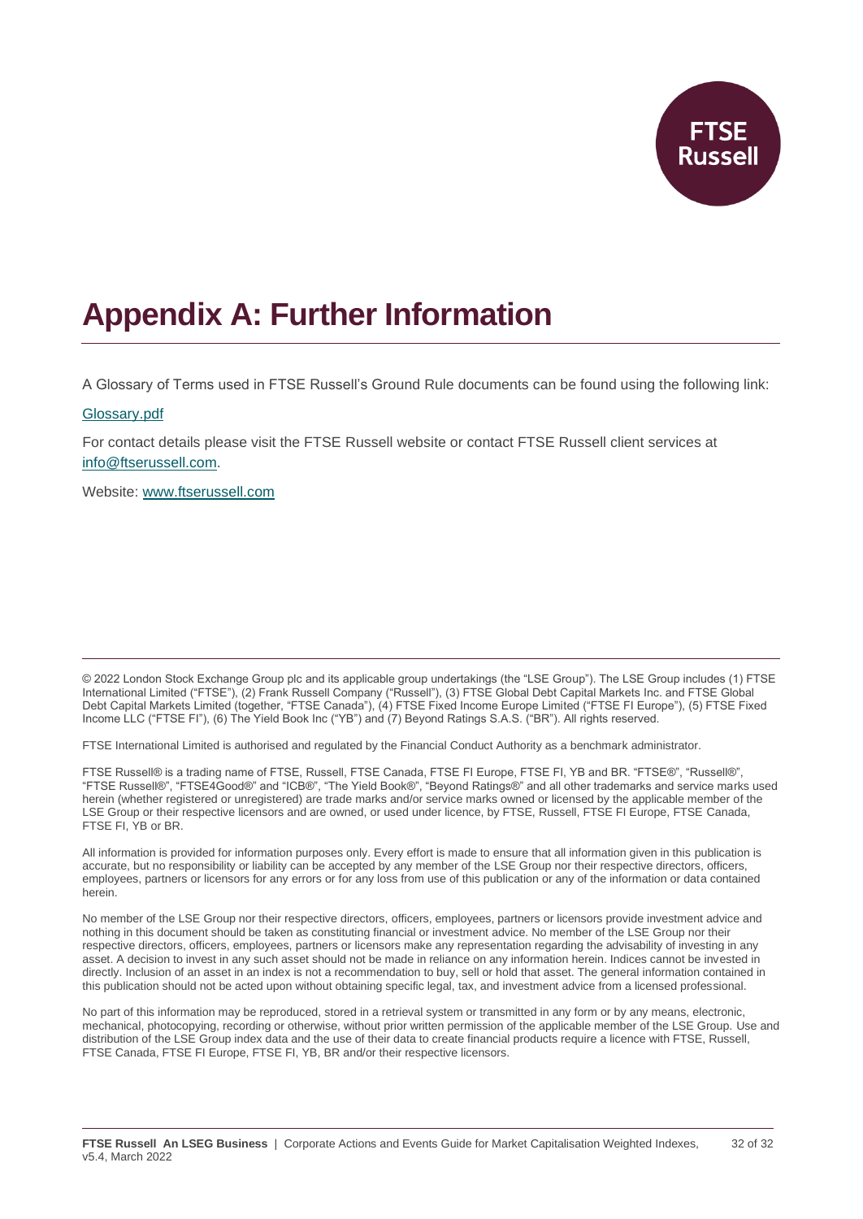# Appendix A: Further Information

A Glossary of Terms used in FTSE Russell's Ground Rule documents can be found using the following link:

[Glossary.pdf](Glossary.pdf)

For contact details please visit the FTSE Russell website or contact FTSE Russell client services at [info@ftserussell.com](mailto:info@ftserussell.com).

Website: [www.ftserussell.com](http://www.ftserussell.com)

---

© 2022 London Stock Exchange Group plc and its applicable group undertakings (the "LSE Group"). The LSE Group includes (1) FTSE International Limited ("FTSE"), (2) Frank Russell Company ("Russell"), (3) FTSE Global Debt Capital Markets Inc. and FTSE Global Debt Capital Markets Limited (together, "FTSE Canada"), (4) FTSE Fixed Income Europe Limited ("FTSE FI Europe"), (5) FTSE Fixed Income LLC ("FTSE FI"), (6) The Yield Book Inc ("YB") and (7) Beyond Ratings S.A.S. ("BR"). All rights reserved.

FTSE International Limited is authorised and regulated by the Financial Conduct Authority as a benchmark administrator.

FTSE Russell® is a trading name of FTSE, Russell, FTSE Canada, FTSE FI Europe, FTSE FI, YB and BR. "FTSE®", "Russell®", "FTSE Russell®", "FTSE4Good®" and "ICB®", "The Yield Book®", "Beyond Ratings®" and all other trademarks and service marks used herein (whether registered or unregistered) are trade marks and/or service marks owned or licensed by the applicable member of the LSE Group or their respective licensors and are owned, or used under licence, by FTSE, Russell, FTSE FI Europe, FTSE Canada, FTSE FI, YB or BR.

All information is provided for information purposes only. Every effort is made to ensure that all information given in this publication is accurate, but no responsibility or liability can be accepted by any member of the LSE Group nor their respective directors, officers, employees, partners or licensors for any errors or for any loss from use of this publication or any of the information or data contained herein.

No member of the LSE Group nor their respective directors, officers, employees, partners or licensors provide investment advice and nothing in this document should be taken as constituting financial or investment advice. No member of the LSE Group nor their respective directors, officers, employees, partners or licensors make any representation regarding the advisability of investing in any asset. A decision to invest in any such asset should not be made in reliance on any information herein. Indices cannot be invested in directly. Inclusion of an asset in an index is not a recommendation to buy, sell or hold that asset. The general information contained in this publication should not be acted upon without obtaining specific legal, tax, and investment advice from a licensed professional.

No part of this information may be reproduced, stored in a retrieval system or transmitted in any form or by any means, electronic, mechanical, photocopying, recording or otherwise, without prior written permission of the applicable member of the LSE Group. Use and distribution of the LSE Group index data and the use of their data to create financial products require a licence with FTSE, Russell, FTSE Canada, FTSE FI Europe, FTSE FI, YB, BR and/or their respective licensors.